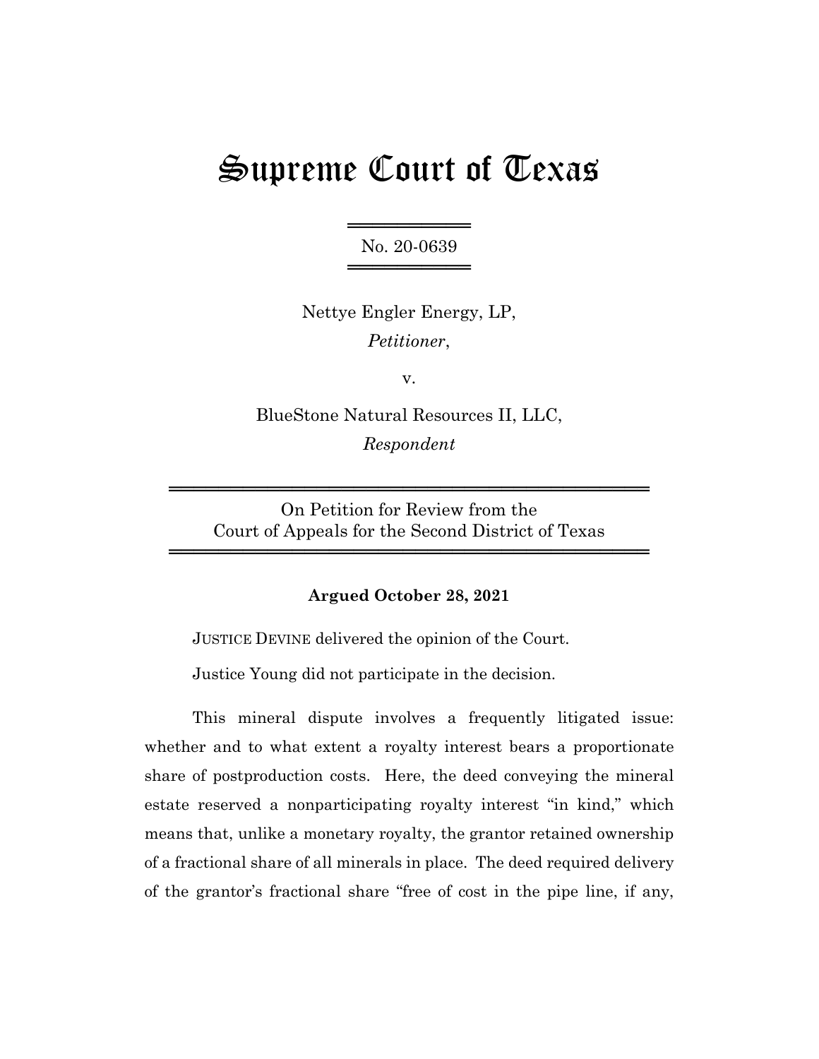# Supreme Court of Texas

No. 20-0639

Nettye Engler Energy, LP,
*Petitioner*,

v.

BlueStone Natural Resources II, LLC,
*Respondent*

On Petition for Review from the
Court of Appeals for the Second District of Texas

**Argued October 28, 2021**

JUSTICE DEVINE delivered the opinion of the Court.

Justice Young did not participate in the decision.

This mineral dispute involves a frequently litigated issue: whether and to what extent a royalty interest bears a proportionate share of postproduction costs. Here, the deed conveying the mineral estate reserved a nonparticipating royalty interest "in kind," which means that, unlike a monetary royalty, the grantor retained ownership of a fractional share of all minerals in place. The deed required delivery of the grantor's fractional share "free of cost in the pipe line, if any,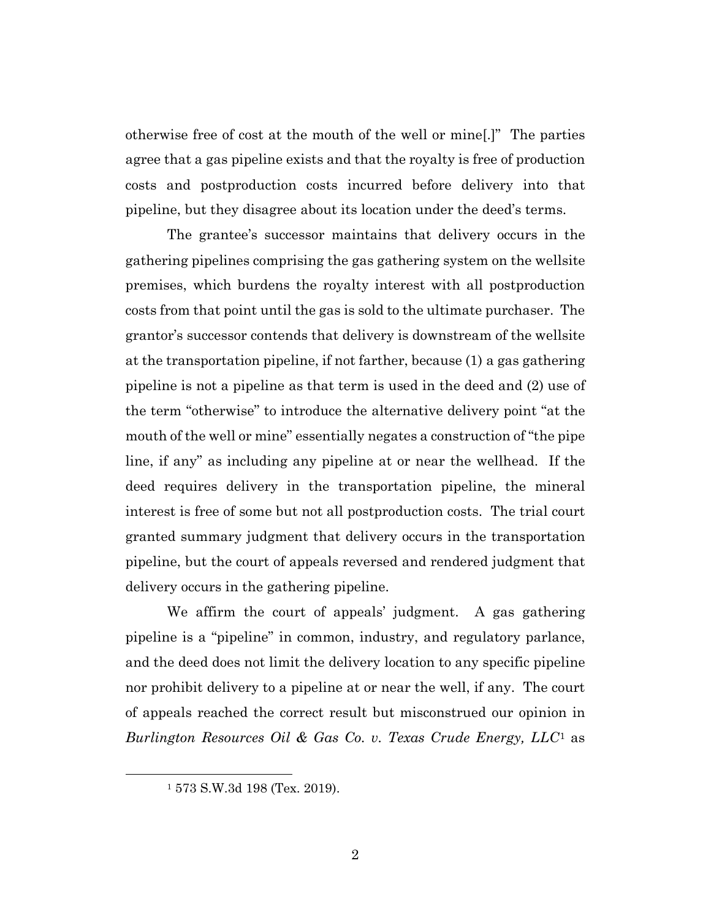otherwise free of cost at the mouth of the well or mine[.]" The parties agree that a gas pipeline exists and that the royalty is free of production costs and postproduction costs incurred before delivery into that pipeline, but they disagree about its location under the deed's terms.

The grantee's successor maintains that delivery occurs in the gathering pipelines comprising the gas gathering system on the wellsite premises, which burdens the royalty interest with all postproduction costs from that point until the gas is sold to the ultimate purchaser. The grantor's successor contends that delivery is downstream of the wellsite at the transportation pipeline, if not farther, because (1) a gas gathering pipeline is not a pipeline as that term is used in the deed and (2) use of the term "otherwise" to introduce the alternative delivery point "at the mouth of the well or mine" essentially negates a construction of "the pipe line, if any" as including any pipeline at or near the wellhead. If the deed requires delivery in the transportation pipeline, the mineral interest is free of some but not all postproduction costs. The trial court granted summary judgment that delivery occurs in the transportation pipeline, but the court of appeals reversed and rendered judgment that delivery occurs in the gathering pipeline.

We affirm the court of appeals' judgment. A gas gathering pipeline is a "pipeline" in common, industry, and regulatory parlance, and the deed does not limit the delivery location to any specific pipeline nor prohibit delivery to a pipeline at or near the well, if any. The court of appeals reached the correct result but misconstrued our opinion in *Burlington Resources Oil & Gas Co. v. Texas Crude Energy, LLC*[1] as

[1] 573 S.W.3d 198 (Tex. 2019).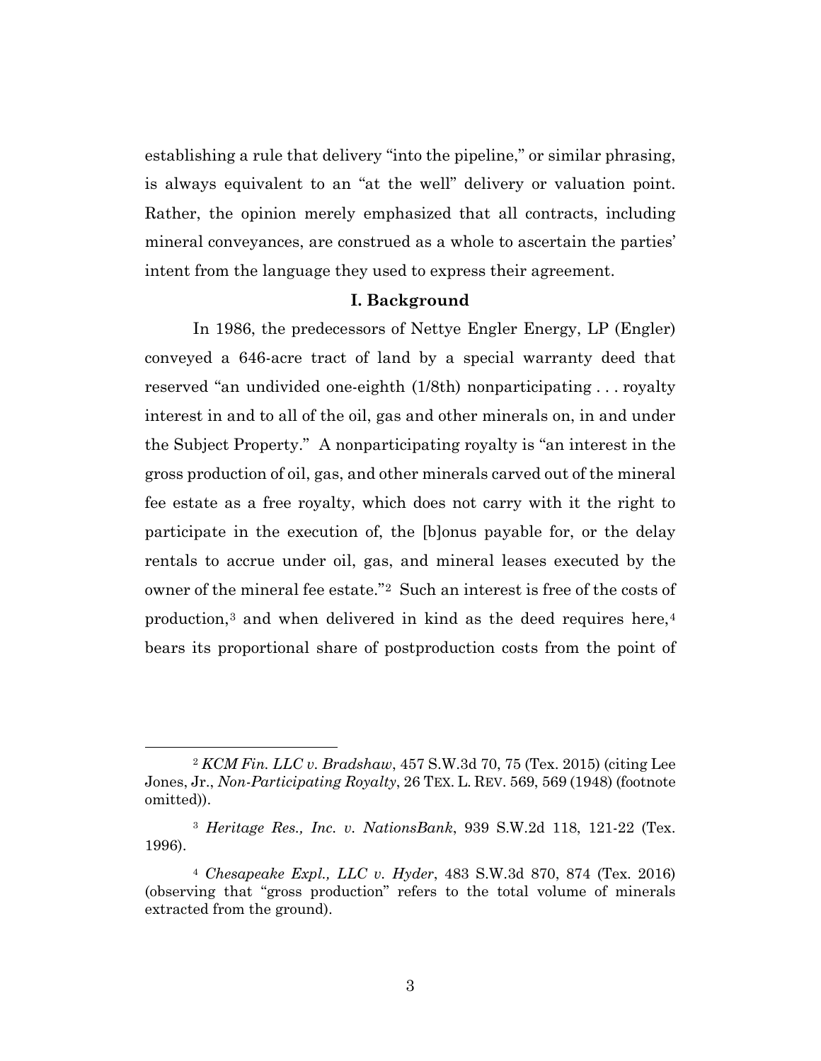establishing a rule that delivery "into the pipeline," or similar phrasing, is always equivalent to an "at the well" delivery or valuation point. Rather, the opinion merely emphasized that all contracts, including mineral conveyances, are construed as a whole to ascertain the parties' intent from the language they used to express their agreement.

## I. Background

In 1986, the predecessors of Nettye Engler Energy, LP (Engler) conveyed a 646-acre tract of land by a special warranty deed that reserved "an undivided one-eighth (1/8th) nonparticipating . . . royalty interest in and to all of the oil, gas and other minerals on, in and under the Subject Property." A nonparticipating royalty is "an interest in the gross production of oil, gas, and other minerals carved out of the mineral fee estate as a free royalty, which does not carry with it the right to participate in the execution of, the [b]onus payable for, or the delay rentals to accrue under oil, gas, and mineral leases executed by the owner of the mineral fee estate."[2] Such an interest is free of the costs of production,[3] and when delivered in kind as the deed requires here,[4] bears its proportional share of postproduction costs from the point of

---

[2] *KCM Fin. LLC v. Bradshaw*, 457 S.W.3d 70, 75 (Tex. 2015) (citing Lee Jones, Jr., *Non-Participating Royalty*, 26 TEX. L. REV. 569, 569 (1948) (footnote omitted)).

[3] *Heritage Res., Inc. v. NationsBank*, 939 S.W.2d 118, 121-22 (Tex. 1996).

[4] *Chesapeake Expl., LLC v. Hyder*, 483 S.W.3d 870, 874 (Tex. 2016) (observing that "gross production" refers to the total volume of minerals extracted from the ground).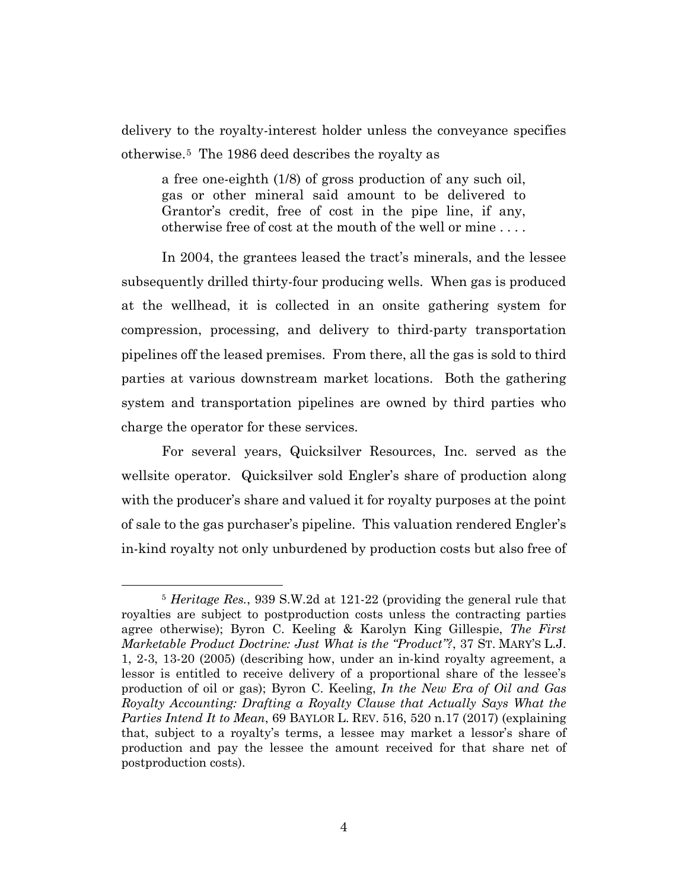delivery to the royalty-interest holder unless the conveyance specifies otherwise.[5] The 1986 deed describes the royalty as

> a free one-eighth (1/8) of gross production of any such oil, gas or other mineral said amount to be delivered to Grantor's credit, free of cost in the pipe line, if any, otherwise free of cost at the mouth of the well or mine . . . .

In 2004, the grantees leased the tract's minerals, and the lessee subsequently drilled thirty-four producing wells. When gas is produced at the wellhead, it is collected in an onsite gathering system for compression, processing, and delivery to third-party transportation pipelines off the leased premises. From there, all the gas is sold to third parties at various downstream market locations. Both the gathering system and transportation pipelines are owned by third parties who charge the operator for these services.

For several years, Quicksilver Resources, Inc. served as the wellsite operator. Quicksilver sold Engler's share of production along with the producer's share and valued it for royalty purposes at the point of sale to the gas purchaser's pipeline. This valuation rendered Engler's in-kind royalty not only unburdened by production costs but also free of

---

[5] *Heritage Res.*, 939 S.W.2d at 121-22 (providing the general rule that royalties are subject to postproduction costs unless the contracting parties agree otherwise); Byron C. Keeling & Karolyn King Gillespie, *The First Marketable Product Doctrine: Just What is the "Product"?*, 37 ST. MARY'S L.J. 1, 2-3, 13-20 (2005) (describing how, under an in-kind royalty agreement, a lessor is entitled to receive delivery of a proportional share of the lessee's production of oil or gas); Byron C. Keeling, *In the New Era of Oil and Gas Royalty Accounting: Drafting a Royalty Clause that Actually Says What the Parties Intend It to Mean*, 69 BAYLOR L. REV. 516, 520 n.17 (2017) (explaining that, subject to a royalty's terms, a lessee may market a lessor's share of production and pay the lessee the amount received for that share net of postproduction costs).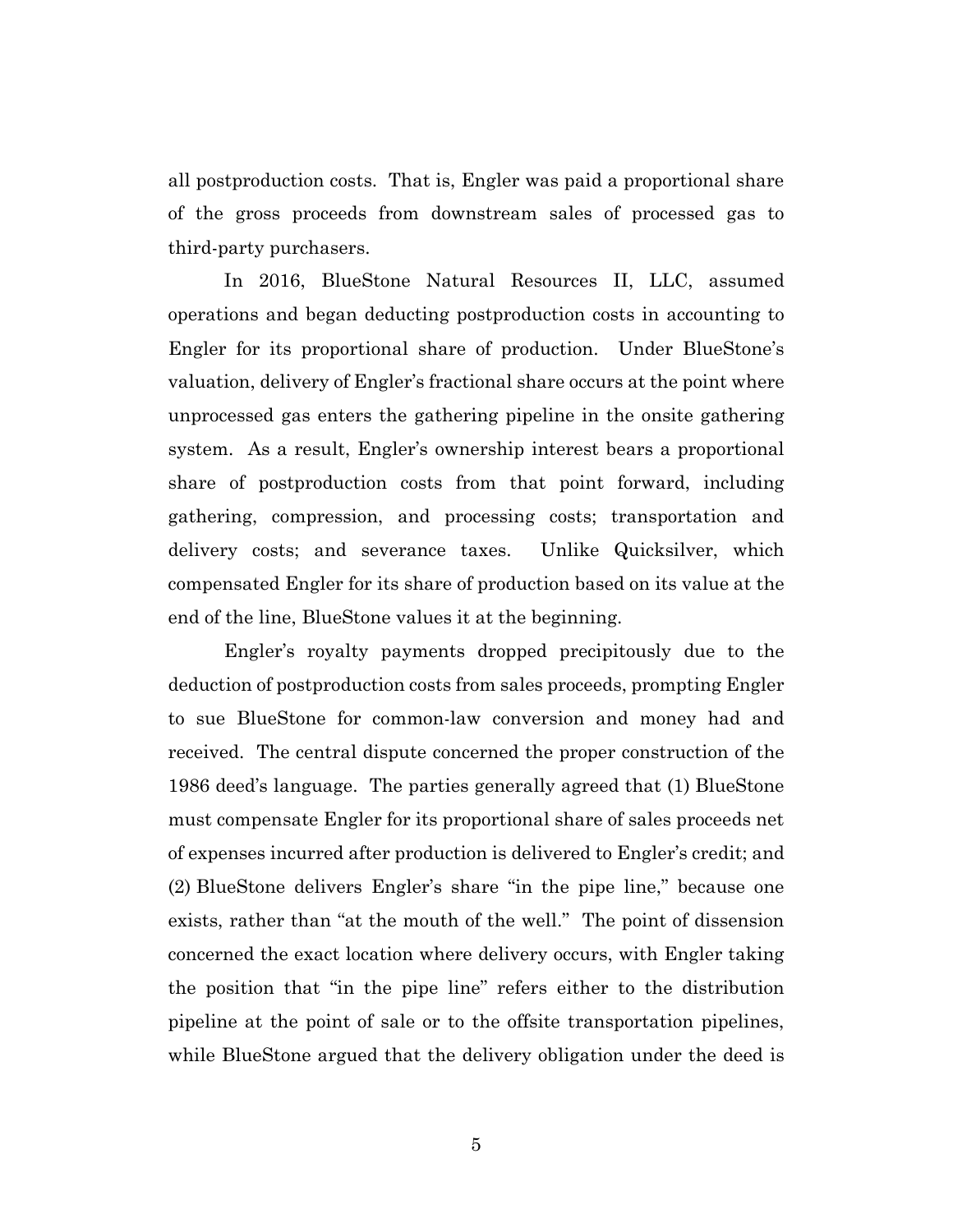all postproduction costs. That is, Engler was paid a proportional share of the gross proceeds from downstream sales of processed gas to third-party purchasers.

In 2016, BlueStone Natural Resources II, LLC, assumed operations and began deducting postproduction costs in accounting to Engler for its proportional share of production. Under BlueStone's valuation, delivery of Engler's fractional share occurs at the point where unprocessed gas enters the gathering pipeline in the onsite gathering system. As a result, Engler's ownership interest bears a proportional share of postproduction costs from that point forward, including gathering, compression, and processing costs; transportation and delivery costs; and severance taxes. Unlike Quicksilver, which compensated Engler for its share of production based on its value at the end of the line, BlueStone values it at the beginning.

Engler's royalty payments dropped precipitously due to the deduction of postproduction costs from sales proceeds, prompting Engler to sue BlueStone for common-law conversion and money had and received. The central dispute concerned the proper construction of the 1986 deed's language. The parties generally agreed that (1) BlueStone must compensate Engler for its proportional share of sales proceeds net of expenses incurred after production is delivered to Engler's credit; and (2) BlueStone delivers Engler's share "in the pipe line," because one exists, rather than "at the mouth of the well." The point of dissension concerned the exact location where delivery occurs, with Engler taking the position that "in the pipe line" refers either to the distribution pipeline at the point of sale or to the offsite transportation pipelines, while BlueStone argued that the delivery obligation under the deed is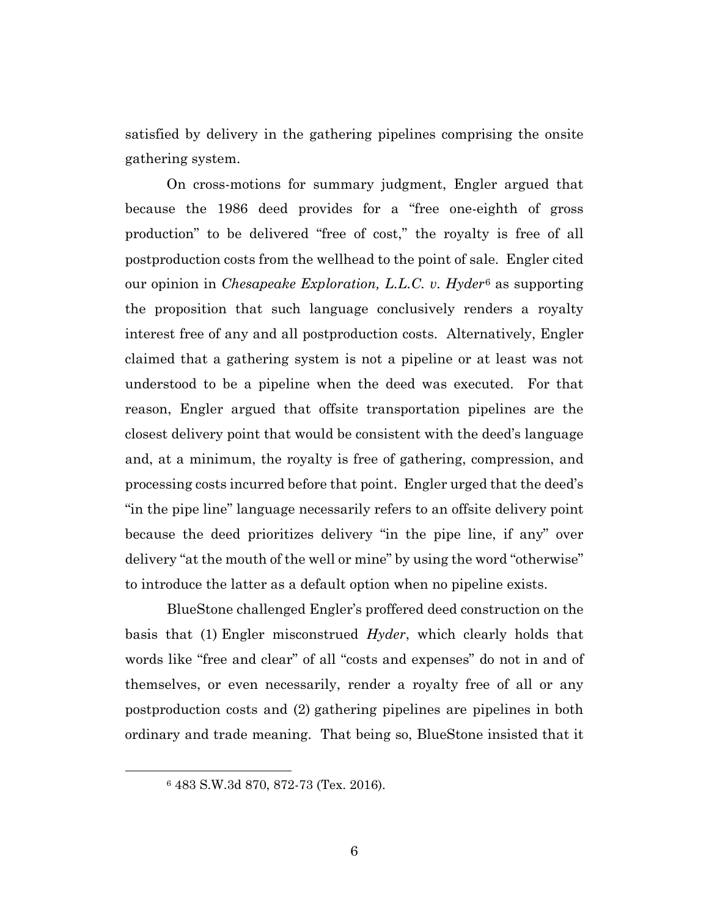satisfied by delivery in the gathering pipelines comprising the onsite gathering system.

On cross-motions for summary judgment, Engler argued that because the 1986 deed provides for a "free one-eighth of gross production" to be delivered "free of cost," the royalty is free of all postproduction costs from the wellhead to the point of sale. Engler cited our opinion in *Chesapeake Exploration, L.L.C. v. Hyder*[6] as supporting the proposition that such language conclusively renders a royalty interest free of any and all postproduction costs. Alternatively, Engler claimed that a gathering system is not a pipeline or at least was not understood to be a pipeline when the deed was executed. For that reason, Engler argued that offsite transportation pipelines are the closest delivery point that would be consistent with the deed's language and, at a minimum, the royalty is free of gathering, compression, and processing costs incurred before that point. Engler urged that the deed's "in the pipe line" language necessarily refers to an offsite delivery point because the deed prioritizes delivery "in the pipe line, if any" over delivery "at the mouth of the well or mine" by using the word "otherwise" to introduce the latter as a default option when no pipeline exists.

BlueStone challenged Engler's proffered deed construction on the basis that (1) Engler misconstrued *Hyder*, which clearly holds that words like "free and clear" of all "costs and expenses" do not in and of themselves, or even necessarily, render a royalty free of all or any postproduction costs and (2) gathering pipelines are pipelines in both ordinary and trade meaning. That being so, BlueStone insisted that it

[6] 483 S.W.3d 870, 872-73 (Tex. 2016).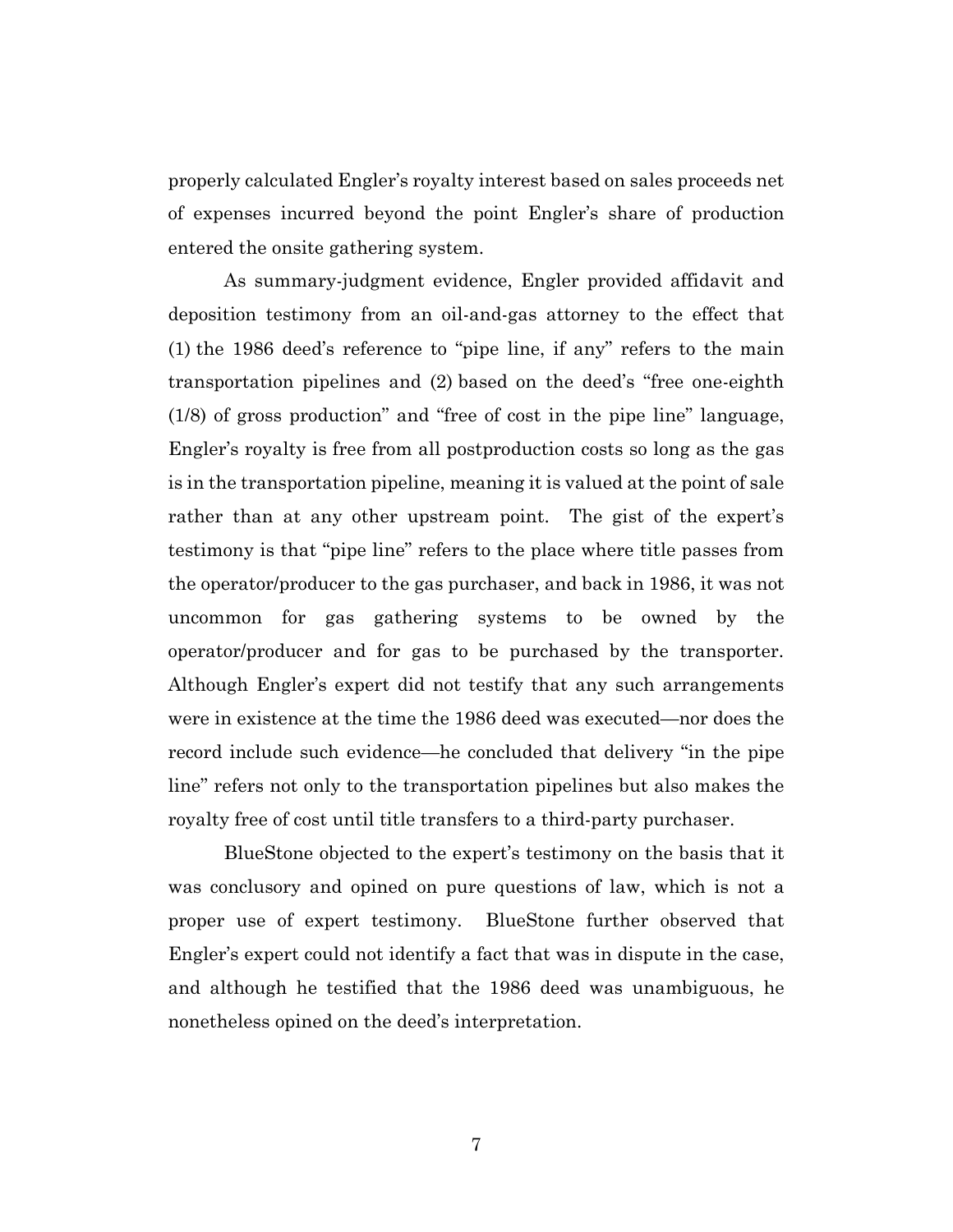properly calculated Engler's royalty interest based on sales proceeds net of expenses incurred beyond the point Engler's share of production entered the onsite gathering system.

As summary-judgment evidence, Engler provided affidavit and deposition testimony from an oil-and-gas attorney to the effect that (1) the 1986 deed's reference to "pipe line, if any" refers to the main transportation pipelines and (2) based on the deed's "free one-eighth (1/8) of gross production" and "free of cost in the pipe line" language, Engler's royalty is free from all postproduction costs so long as the gas is in the transportation pipeline, meaning it is valued at the point of sale rather than at any other upstream point. The gist of the expert's testimony is that "pipe line" refers to the place where title passes from the operator/producer to the gas purchaser, and back in 1986, it was not uncommon for gas gathering systems to be owned by the operator/producer and for gas to be purchased by the transporter. Although Engler's expert did not testify that any such arrangements were in existence at the time the 1986 deed was executed—nor does the record include such evidence—he concluded that delivery "in the pipe line" refers not only to the transportation pipelines but also makes the royalty free of cost until title transfers to a third-party purchaser.

BlueStone objected to the expert's testimony on the basis that it was conclusory and opined on pure questions of law, which is not a proper use of expert testimony. BlueStone further observed that Engler's expert could not identify a fact that was in dispute in the case, and although he testified that the 1986 deed was unambiguous, he nonetheless opined on the deed's interpretation.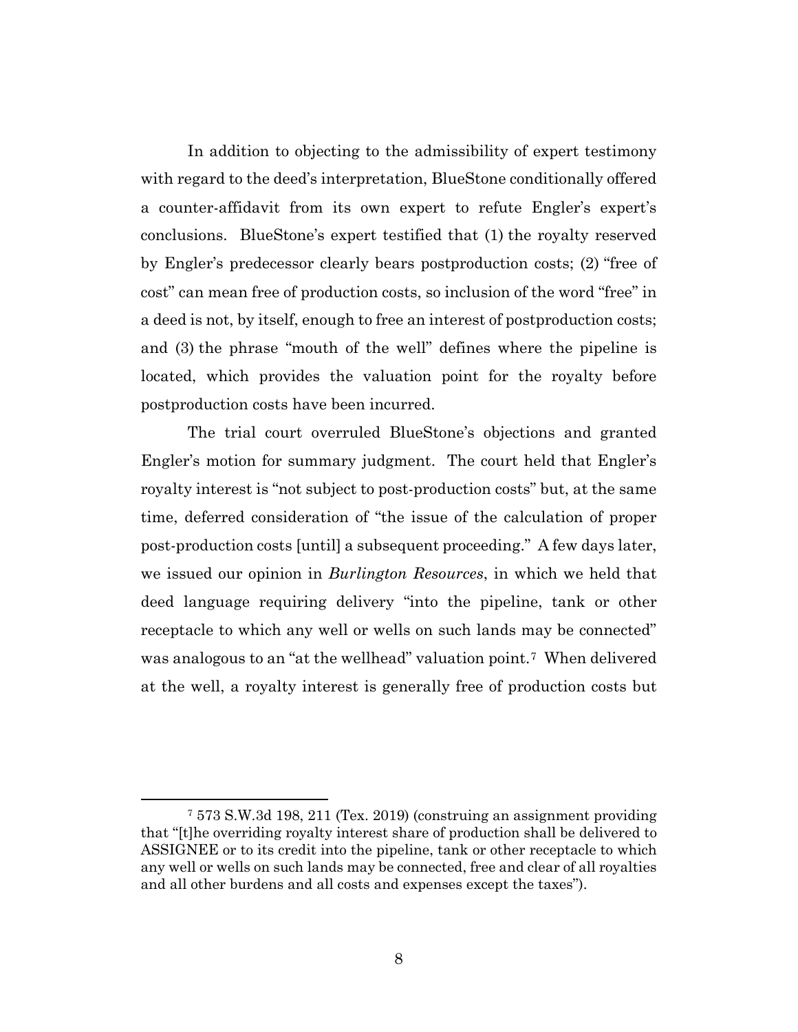In addition to objecting to the admissibility of expert testimony with regard to the deed's interpretation, BlueStone conditionally offered a counter-affidavit from its own expert to refute Engler's expert's conclusions. BlueStone's expert testified that (1) the royalty reserved by Engler's predecessor clearly bears postproduction costs; (2) "free of cost" can mean free of production costs, so inclusion of the word "free" in a deed is not, by itself, enough to free an interest of postproduction costs; and (3) the phrase "mouth of the well" defines where the pipeline is located, which provides the valuation point for the royalty before postproduction costs have been incurred.

The trial court overruled BlueStone's objections and granted Engler's motion for summary judgment. The court held that Engler's royalty interest is "not subject to post-production costs" but, at the same time, deferred consideration of "the issue of the calculation of proper post-production costs [until] a subsequent proceeding." A few days later, we issued our opinion in *Burlington Resources*, in which we held that deed language requiring delivery "into the pipeline, tank or other receptacle to which any well or wells on such lands may be connected" was analogous to an "at the wellhead" valuation point.[7] When delivered at the well, a royalty interest is generally free of production costs but

---

[7] 573 S.W.3d 198, 211 (Tex. 2019) (construing an assignment providing that "[t]he overriding royalty interest share of production shall be delivered to ASSIGNEE or to its credit into the pipeline, tank or other receptacle to which any well or wells on such lands may be connected, free and clear of all royalties and all other burdens and all costs and expenses except the taxes").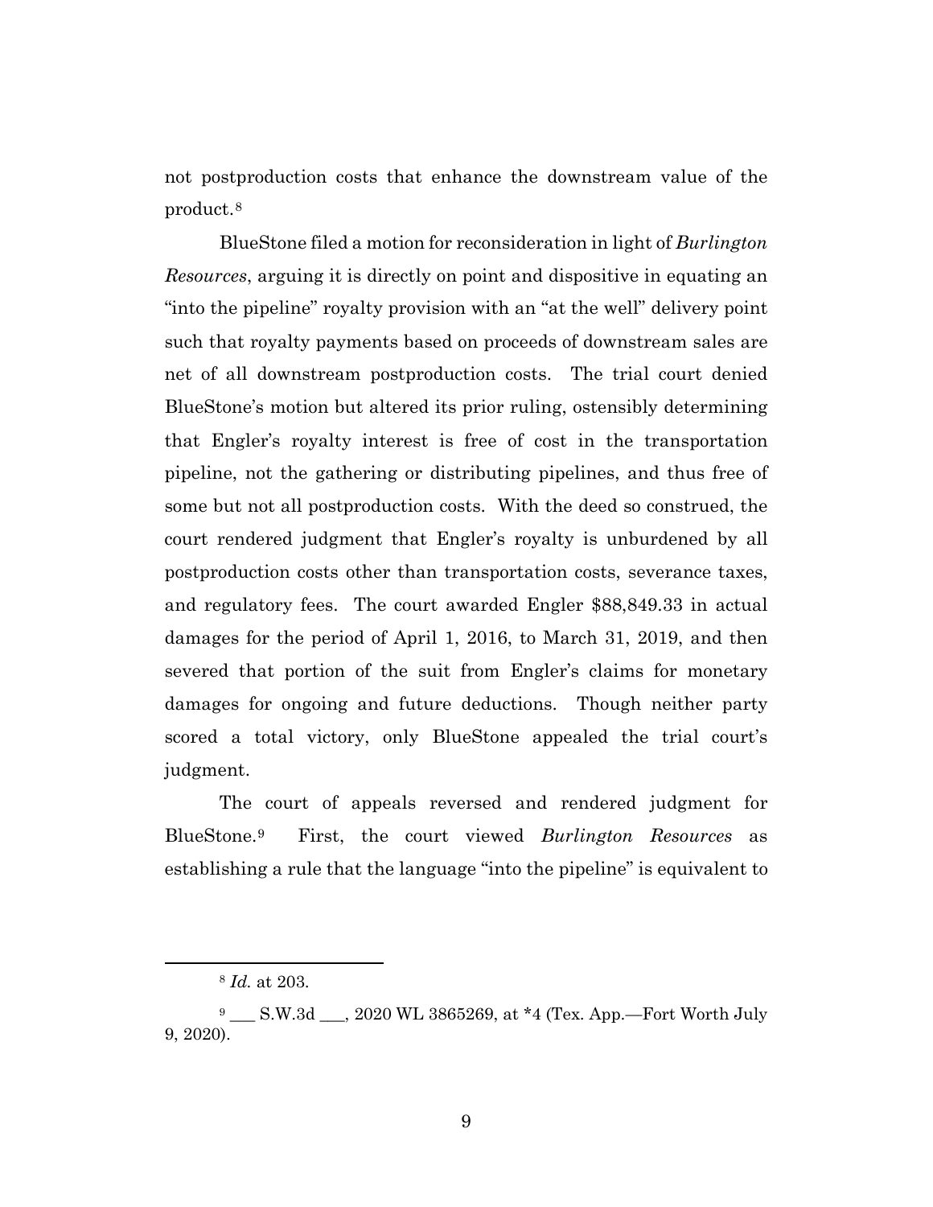not postproduction costs that enhance the downstream value of the product.[8]

BlueStone filed a motion for reconsideration in light of *Burlington Resources*, arguing it is directly on point and dispositive in equating an "into the pipeline" royalty provision with an "at the well" delivery point such that royalty payments based on proceeds of downstream sales are net of all downstream postproduction costs. The trial court denied BlueStone's motion but altered its prior ruling, ostensibly determining that Engler's royalty interest is free of cost in the transportation pipeline, not the gathering or distributing pipelines, and thus free of some but not all postproduction costs. With the deed so construed, the court rendered judgment that Engler's royalty is unburdened by all postproduction costs other than transportation costs, severance taxes, and regulatory fees. The court awarded Engler $88,849.33 in actual damages for the period of April 1, 2016, to March 31, 2019, and then severed that portion of the suit from Engler's claims for monetary damages for ongoing and future deductions. Though neither party scored a total victory, only BlueStone appealed the trial court's judgment.

The court of appeals reversed and rendered judgment for BlueStone.[9] First, the court viewed *Burlington Resources* as establishing a rule that the language "into the pipeline" is equivalent to

---

[8] *Id.* at 203.

[9] ___ S.W.3d ___, 2020 WL 3865269, at *4 (Tex. App.—Fort Worth July 9, 2020).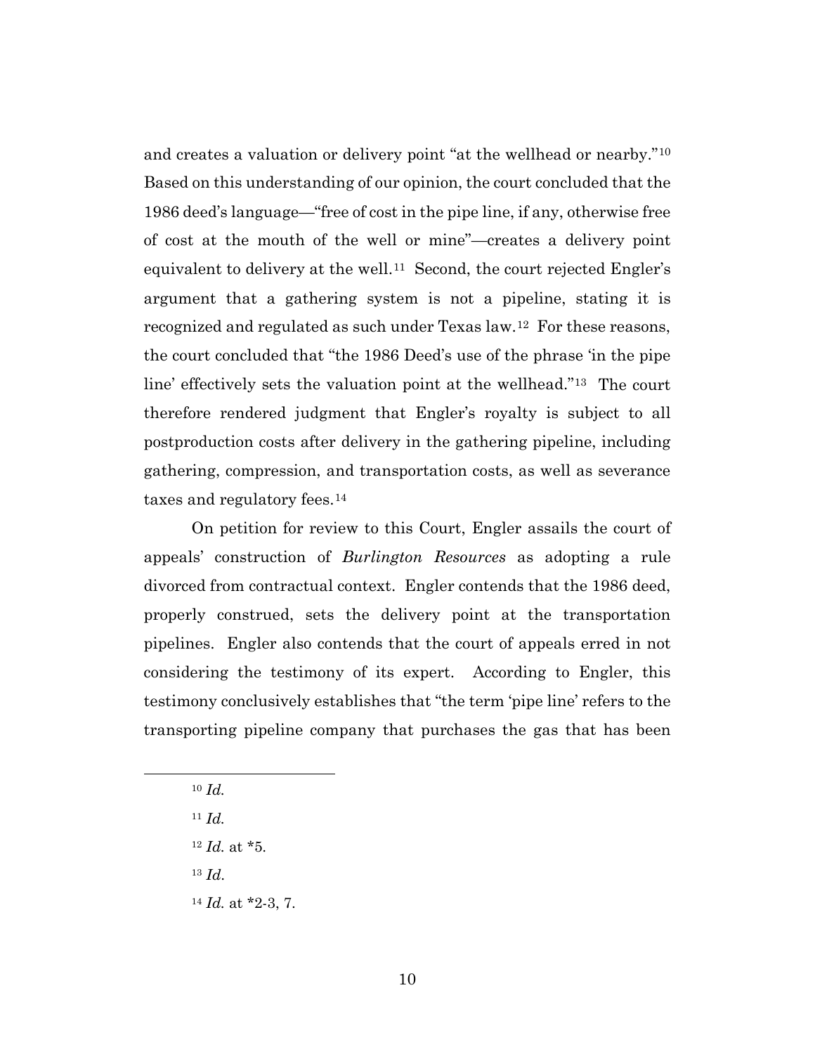and creates a valuation or delivery point "at the wellhead or nearby."[10] Based on this understanding of our opinion, the court concluded that the 1986 deed's language—"free of cost in the pipe line, if any, otherwise free of cost at the mouth of the well or mine"—creates a delivery point equivalent to delivery at the well.[11] Second, the court rejected Engler's argument that a gathering system is not a pipeline, stating it is recognized and regulated as such under Texas law.[12] For these reasons, the court concluded that "the 1986 Deed's use of the phrase 'in the pipe line' effectively sets the valuation point at the wellhead."[13] The court therefore rendered judgment that Engler's royalty is subject to all postproduction costs after delivery in the gathering pipeline, including gathering, compression, and transportation costs, as well as severance taxes and regulatory fees.[14]

On petition for review to this Court, Engler assails the court of appeals' construction of *Burlington Resources* as adopting a rule divorced from contractual context. Engler contends that the 1986 deed, properly construed, sets the delivery point at the transportation pipelines. Engler also contends that the court of appeals erred in not considering the testimony of its expert. According to Engler, this testimony conclusively establishes that "the term 'pipe line' refers to the transporting pipeline company that purchases the gas that has been

---

[10] *Id.*

[11] *Id.*

[12] *Id.* at *5.

[13] *Id.*

[14] *Id.* at *2-3, 7.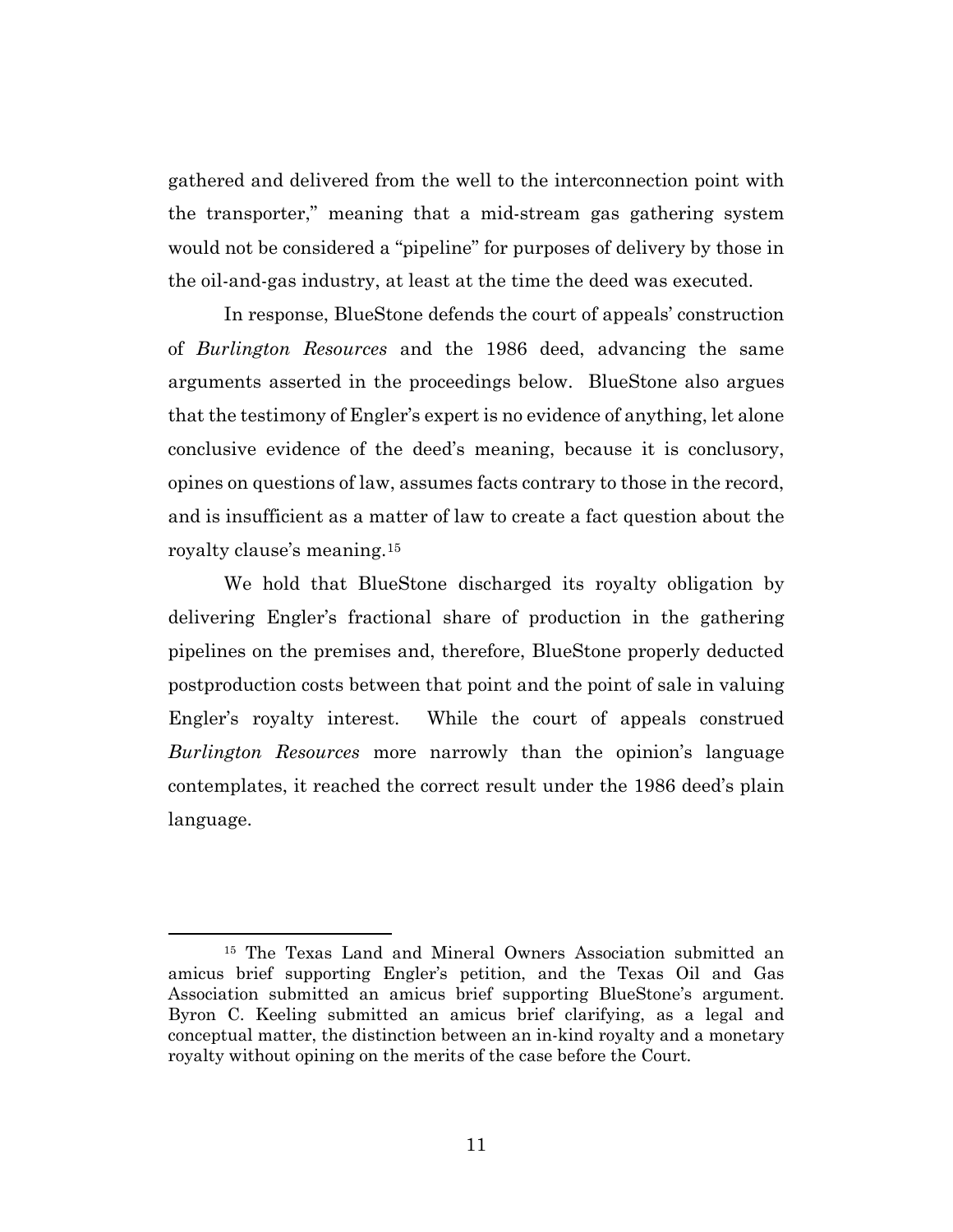gathered and delivered from the well to the interconnection point with the transporter," meaning that a mid-stream gas gathering system would not be considered a "pipeline" for purposes of delivery by those in the oil-and-gas industry, at least at the time the deed was executed.

In response, BlueStone defends the court of appeals' construction of *Burlington Resources* and the 1986 deed, advancing the same arguments asserted in the proceedings below. BlueStone also argues that the testimony of Engler's expert is no evidence of anything, let alone conclusive evidence of the deed's meaning, because it is conclusory, opines on questions of law, assumes facts contrary to those in the record, and is insufficient as a matter of law to create a fact question about the royalty clause's meaning.[15]

We hold that BlueStone discharged its royalty obligation by delivering Engler's fractional share of production in the gathering pipelines on the premises and, therefore, BlueStone properly deducted postproduction costs between that point and the point of sale in valuing Engler's royalty interest. While the court of appeals construed *Burlington Resources* more narrowly than the opinion's language contemplates, it reached the correct result under the 1986 deed's plain language.

---

[15] The Texas Land and Mineral Owners Association submitted an amicus brief supporting Engler's petition, and the Texas Oil and Gas Association submitted an amicus brief supporting BlueStone's argument. Byron C. Keeling submitted an amicus brief clarifying, as a legal and conceptual matter, the distinction between an in-kind royalty and a monetary royalty without opining on the merits of the case before the Court.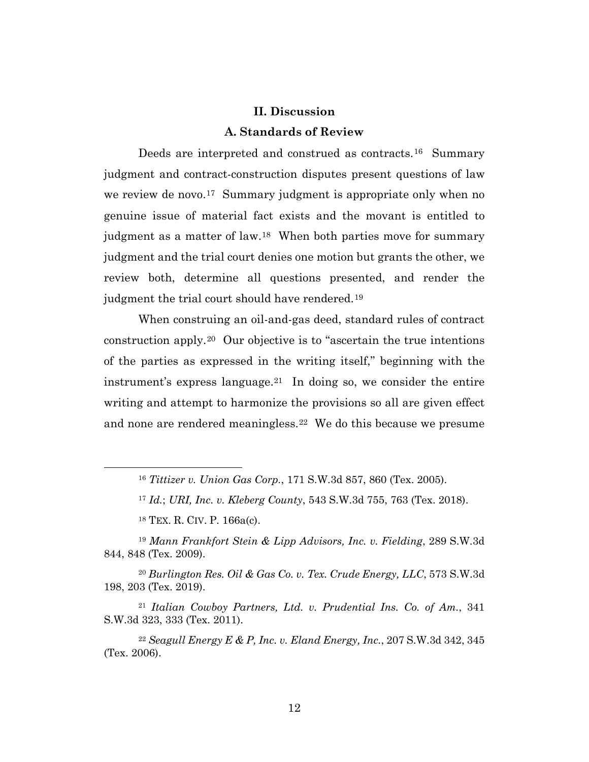## II. Discussion

### A. Standards of Review

Deeds are interpreted and construed as contracts.[16] Summary judgment and contract-construction disputes present questions of law we review de novo.[17] Summary judgment is appropriate only when no genuine issue of material fact exists and the movant is entitled to judgment as a matter of law.[18] When both parties move for summary judgment and the trial court denies one motion but grants the other, we review both, determine all questions presented, and render the judgment the trial court should have rendered.[19]

When construing an oil-and-gas deed, standard rules of contract construction apply.[20] Our objective is to "ascertain the true intentions of the parties as expressed in the writing itself," beginning with the instrument's express language.[21] In doing so, we consider the entire writing and attempt to harmonize the provisions so all are given effect and none are rendered meaningless.[22] We do this because we presume

---

[16] *Tittizer v. Union Gas Corp.*, 171 S.W.3d 857, 860 (Tex. 2005).

[17] *Id.*; *URI, Inc. v. Kleberg County*, 543 S.W.3d 755, 763 (Tex. 2018).

[18] TEX. R. CIV. P. 166a(c).

[19] *Mann Frankfort Stein & Lipp Advisors, Inc. v. Fielding*, 289 S.W.3d 844, 848 (Tex. 2009).

[20] *Burlington Res. Oil & Gas Co. v. Tex. Crude Energy, LLC*, 573 S.W.3d 198, 203 (Tex. 2019).

[21] *Italian Cowboy Partners, Ltd. v. Prudential Ins. Co. of Am.*, 341 S.W.3d 323, 333 (Tex. 2011).

[22] *Seagull Energy E & P, Inc. v. Eland Energy, Inc.*, 207 S.W.3d 342, 345 (Tex. 2006).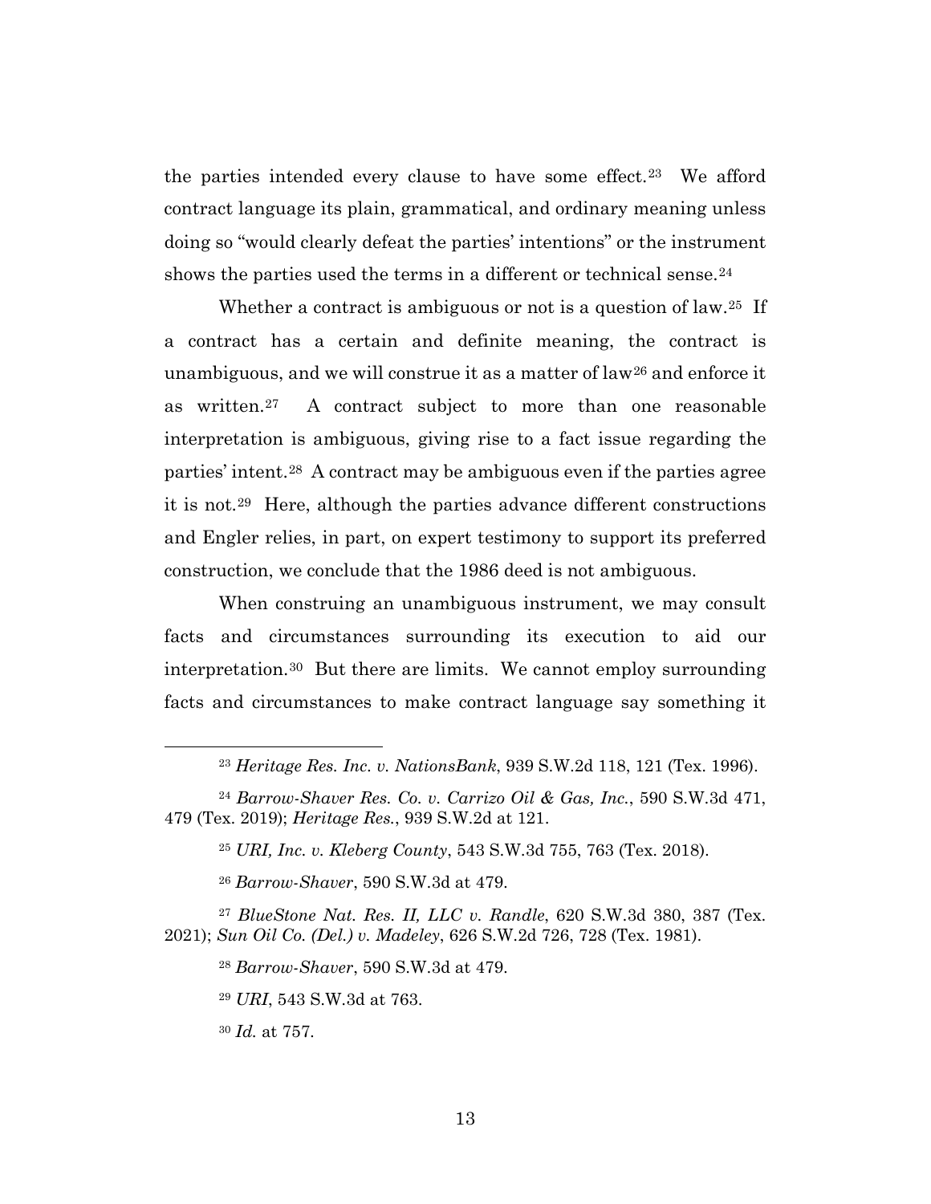the parties intended every clause to have some effect.[23] We afford contract language its plain, grammatical, and ordinary meaning unless doing so "would clearly defeat the parties' intentions" or the instrument shows the parties used the terms in a different or technical sense.[24]

Whether a contract is ambiguous or not is a question of law.[25] If a contract has a certain and definite meaning, the contract is unambiguous, and we will construe it as a matter of law[26] and enforce it as written.[27] A contract subject to more than one reasonable interpretation is ambiguous, giving rise to a fact issue regarding the parties' intent.[28] A contract may be ambiguous even if the parties agree it is not.[29] Here, although the parties advance different constructions and Engler relies, in part, on expert testimony to support its preferred construction, we conclude that the 1986 deed is not ambiguous.

When construing an unambiguous instrument, we may consult facts and circumstances surrounding its execution to aid our interpretation.[30] But there are limits. We cannot employ surrounding facts and circumstances to make contract language say something it

---

[23] *Heritage Res. Inc. v. NationsBank*, 939 S.W.2d 118, 121 (Tex. 1996).

[24] *Barrow-Shaver Res. Co. v. Carrizo Oil & Gas, Inc.*, 590 S.W.3d 471, 479 (Tex. 2019); *Heritage Res.*, 939 S.W.2d at 121.

[25] *URI, Inc. v. Kleberg County*, 543 S.W.3d 755, 763 (Tex. 2018).

[26] *Barrow-Shaver*, 590 S.W.3d at 479.

[27] *BlueStone Nat. Res. II, LLC v. Randle*, 620 S.W.3d 380, 387 (Tex. 2021); *Sun Oil Co. (Del.) v. Madeley*, 626 S.W.2d 726, 728 (Tex. 1981).

[28] *Barrow-Shaver*, 590 S.W.3d at 479.

[29] *URI*, 543 S.W.3d at 763.

[30] *Id.* at 757.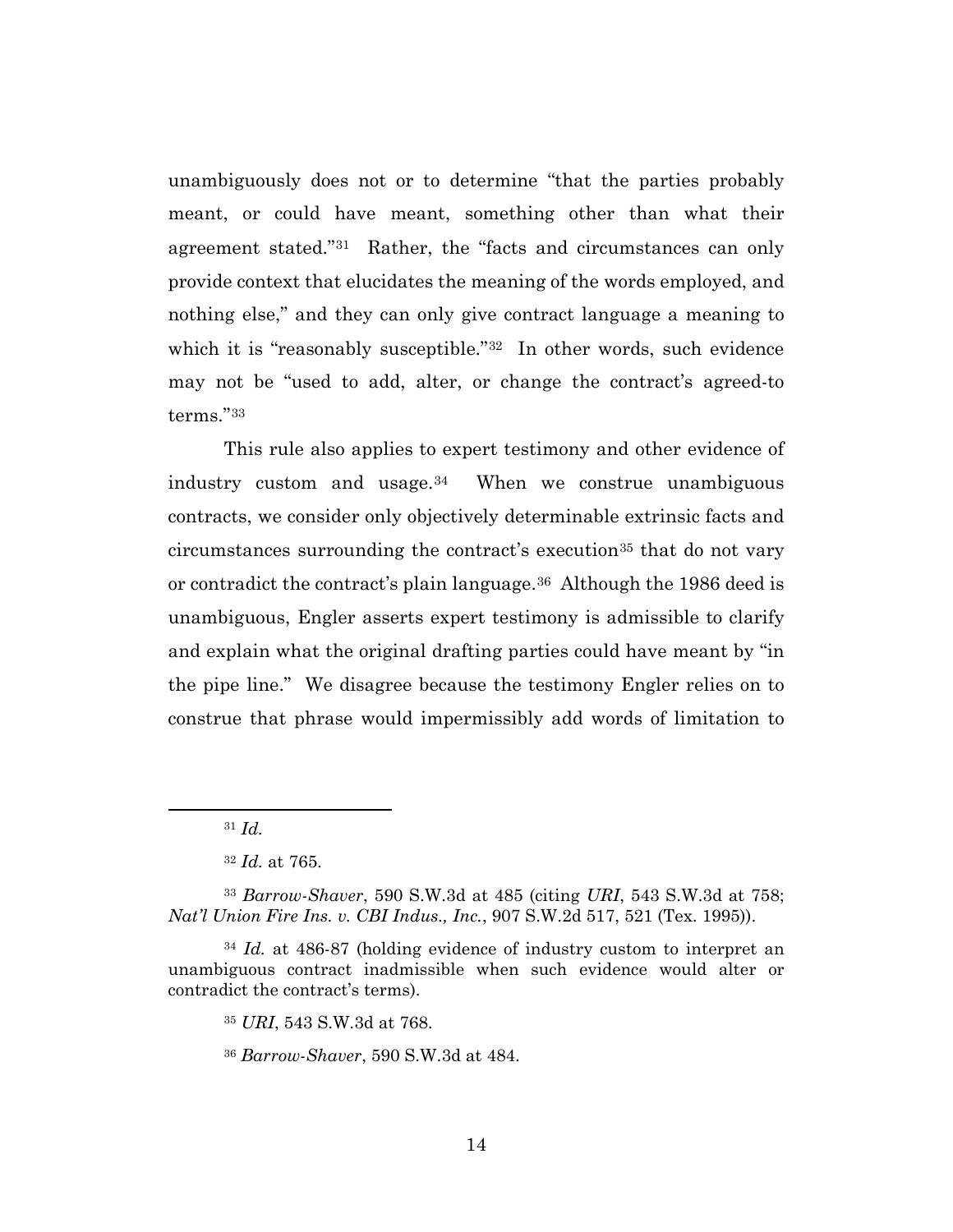unambiguously does not or to determine "that the parties probably meant, or could have meant, something other than what their agreement stated."[31] Rather, the "facts and circumstances can only provide context that elucidates the meaning of the words employed, and nothing else," and they can only give contract language a meaning to which it is "reasonably susceptible."[32] In other words, such evidence may not be "used to add, alter, or change the contract's agreed-to terms."[33]

This rule also applies to expert testimony and other evidence of industry custom and usage.[34] When we construe unambiguous contracts, we consider only objectively determinable extrinsic facts and circumstances surrounding the contract's execution[35] that do not vary or contradict the contract's plain language.[36] Although the 1986 deed is unambiguous, Engler asserts expert testimony is admissible to clarify and explain what the original drafting parties could have meant by "in the pipe line." We disagree because the testimony Engler relies on to construe that phrase would impermissibly add words of limitation to

---

[31] *Id.*

[32] *Id.* at 765.

[33] *Barrow-Shaver*, 590 S.W.3d at 485 (citing *URI*, 543 S.W.3d at 758; *Nat'l Union Fire Ins. v. CBI Indus., Inc.*, 907 S.W.2d 517, 521 (Tex. 1995)).

[34] *Id.* at 486-87 (holding evidence of industry custom to interpret an unambiguous contract inadmissible when such evidence would alter or contradict the contract's terms).

[35] *URI*, 543 S.W.3d at 768.

[36] *Barrow-Shaver*, 590 S.W.3d at 484.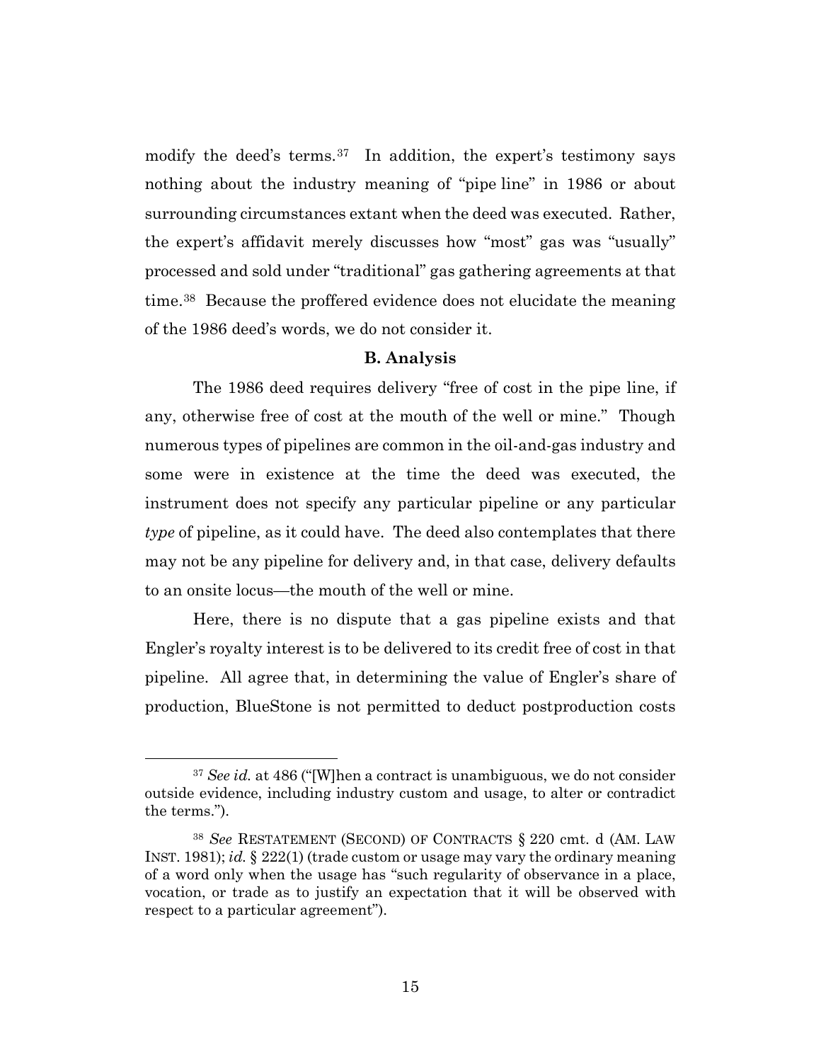modify the deed's terms.[37] In addition, the expert's testimony says nothing about the industry meaning of "pipe line" in 1986 or about surrounding circumstances extant when the deed was executed. Rather, the expert's affidavit merely discusses how "most" gas was "usually" processed and sold under "traditional" gas gathering agreements at that time.[38] Because the proffered evidence does not elucidate the meaning of the 1986 deed's words, we do not consider it.

**B. Analysis**

The 1986 deed requires delivery "free of cost in the pipe line, if any, otherwise free of cost at the mouth of the well or mine." Though numerous types of pipelines are common in the oil-and-gas industry and some were in existence at the time the deed was executed, the instrument does not specify any particular pipeline or any particular *type* of pipeline, as it could have. The deed also contemplates that there may not be any pipeline for delivery and, in that case, delivery defaults to an onsite locus—the mouth of the well or mine.

Here, there is no dispute that a gas pipeline exists and that Engler's royalty interest is to be delivered to its credit free of cost in that pipeline. All agree that, in determining the value of Engler's share of production, BlueStone is not permitted to deduct postproduction costs

---

[37] *See id.* at 486 ("[W]hen a contract is unambiguous, we do not consider outside evidence, including industry custom and usage, to alter or contradict the terms.").

[38] *See* RESTATEMENT (SECOND) OF CONTRACTS § 220 cmt. d (AM. LAW INST. 1981); *id.* § 222(1) (trade custom or usage may vary the ordinary meaning of a word only when the usage has "such regularity of observance in a place, vocation, or trade as to justify an expectation that it will be observed with respect to a particular agreement").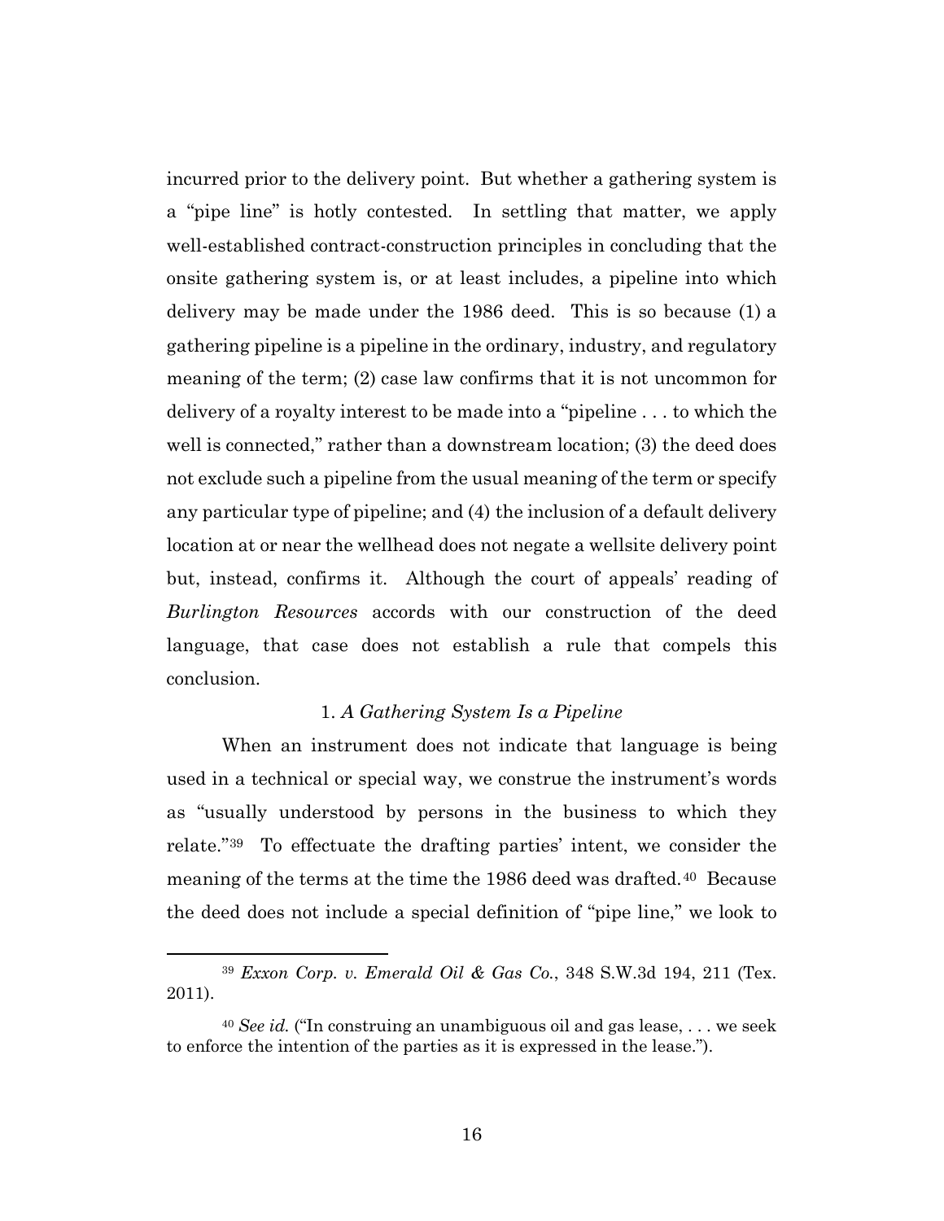incurred prior to the delivery point. But whether a gathering system is a "pipe line" is hotly contested. In settling that matter, we apply well-established contract-construction principles in concluding that the onsite gathering system is, or at least includes, a pipeline into which delivery may be made under the 1986 deed. This is so because (1) a gathering pipeline is a pipeline in the ordinary, industry, and regulatory meaning of the term; (2) case law confirms that it is not uncommon for delivery of a royalty interest to be made into a "pipeline . . . to which the well is connected," rather than a downstream location; (3) the deed does not exclude such a pipeline from the usual meaning of the term or specify any particular type of pipeline; and (4) the inclusion of a default delivery location at or near the wellhead does not negate a wellsite delivery point but, instead, confirms it. Although the court of appeals' reading of *Burlington Resources* accords with our construction of the deed language, that case does not establish a rule that compels this conclusion.

### 1. *A Gathering System Is a Pipeline*

When an instrument does not indicate that language is being used in a technical or special way, we construe the instrument's words as "usually understood by persons in the business to which they relate."[39] To effectuate the drafting parties' intent, we consider the meaning of the terms at the time the 1986 deed was drafted.[40] Because the deed does not include a special definition of "pipe line," we look to

---

[39] *Exxon Corp. v. Emerald Oil & Gas Co.*, 348 S.W.3d 194, 211 (Tex. 2011).

[40] *See id.* ("In construing an unambiguous oil and gas lease, . . . we seek to enforce the intention of the parties as it is expressed in the lease.").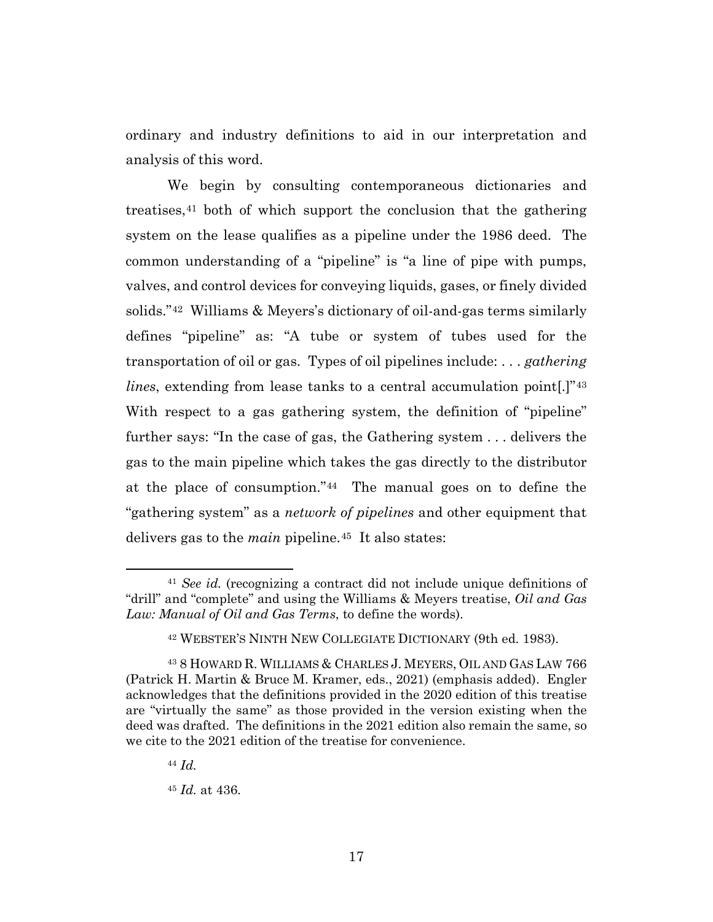ordinary and industry definitions to aid in our interpretation and analysis of this word.

We begin by consulting contemporaneous dictionaries and treatises,[41] both of which support the conclusion that the gathering system on the lease qualifies as a pipeline under the 1986 deed. The common understanding of a "pipeline" is "a line of pipe with pumps, valves, and control devices for conveying liquids, gases, or finely divided solids."[42] Williams & Meyers's dictionary of oil-and-gas terms similarly defines "pipeline" as: "A tube or system of tubes used for the transportation of oil or gas. Types of oil pipelines include: . . . *gathering lines*, extending from lease tanks to a central accumulation point[.]"[43] With respect to a gas gathering system, the definition of "pipeline" further says: "In the case of gas, the Gathering system . . . delivers the gas to the main pipeline which takes the gas directly to the distributor at the place of consumption."[44] The manual goes on to define the "gathering system" as a *network of pipelines* and other equipment that delivers gas to the *main* pipeline.[45] It also states:

---

[41] *See id.* (recognizing a contract did not include unique definitions of "drill" and "complete" and using the Williams & Meyers treatise, *Oil and Gas Law: Manual of Oil and Gas Terms*, to define the words).

[42] WEBSTER'S NINTH NEW COLLEGIATE DICTIONARY (9th ed. 1983).

[43] 8 HOWARD R. WILLIAMS & CHARLES J. MEYERS, OIL AND GAS LAW 766 (Patrick H. Martin & Bruce M. Kramer, eds., 2021) (emphasis added). Engler acknowledges that the definitions provided in the 2020 edition of this treatise are "virtually the same" as those provided in the version existing when the deed was drafted. The definitions in the 2021 edition also remain the same, so we cite to the 2021 edition of the treatise for convenience.

[44] *Id.*

[45] *Id.* at 436.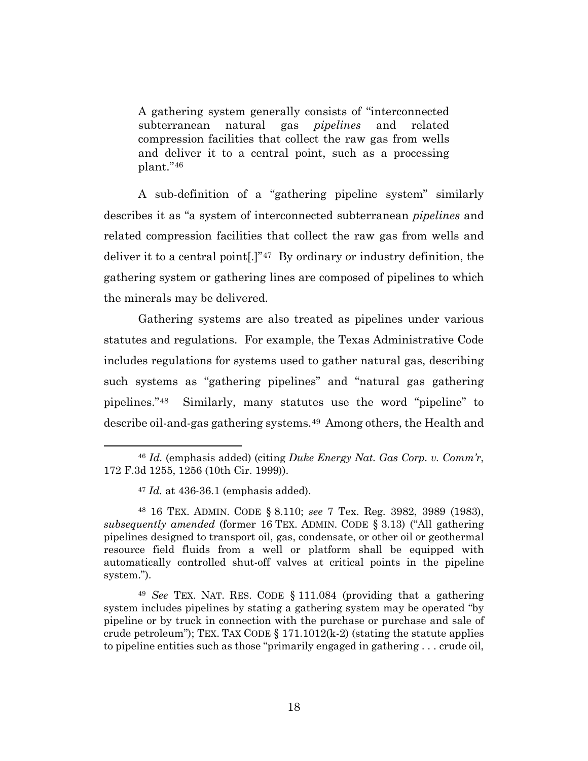> A gathering system generally consists of "interconnected subterranean natural gas *pipelines* and related compression facilities that collect the raw gas from wells and deliver it to a central point, such as a processing plant."[46]

A sub-definition of a "gathering pipeline system" similarly describes it as "a system of interconnected subterranean *pipelines* and related compression facilities that collect the raw gas from wells and deliver it to a central point[.]"[47] By ordinary or industry definition, the gathering system or gathering lines are composed of pipelines to which the minerals may be delivered.

Gathering systems are also treated as pipelines under various statutes and regulations. For example, the Texas Administrative Code includes regulations for systems used to gather natural gas, describing such systems as "gathering pipelines" and "natural gas gathering pipelines."[48] Similarly, many statutes use the word "pipeline" to describe oil-and-gas gathering systems.[49] Among others, the Health and

---

[46] *Id.* (emphasis added) (citing *Duke Energy Nat. Gas Corp. v. Comm'r*, 172 F.3d 1255, 1256 (10th Cir. 1999)).

[47] *Id.* at 436-36.1 (emphasis added).

[48] 16 TEX. ADMIN. CODE § 8.110; *see* 7 Tex. Reg. 3982, 3989 (1983), *subsequently amended* (former 16 TEX. ADMIN. CODE § 3.13) ("All gathering pipelines designed to transport oil, gas, condensate, or other oil or geothermal resource field fluids from a well or platform shall be equipped with automatically controlled shut-off valves at critical points in the pipeline system.").

[49] *See* TEX. NAT. RES. CODE § 111.084 (providing that a gathering system includes pipelines by stating a gathering system may be operated "by pipeline or by truck in connection with the purchase or purchase and sale of crude petroleum"); TEX. TAX CODE § 171.1012(k-2) (stating the statute applies to pipeline entities such as those "primarily engaged in gathering . . . crude oil,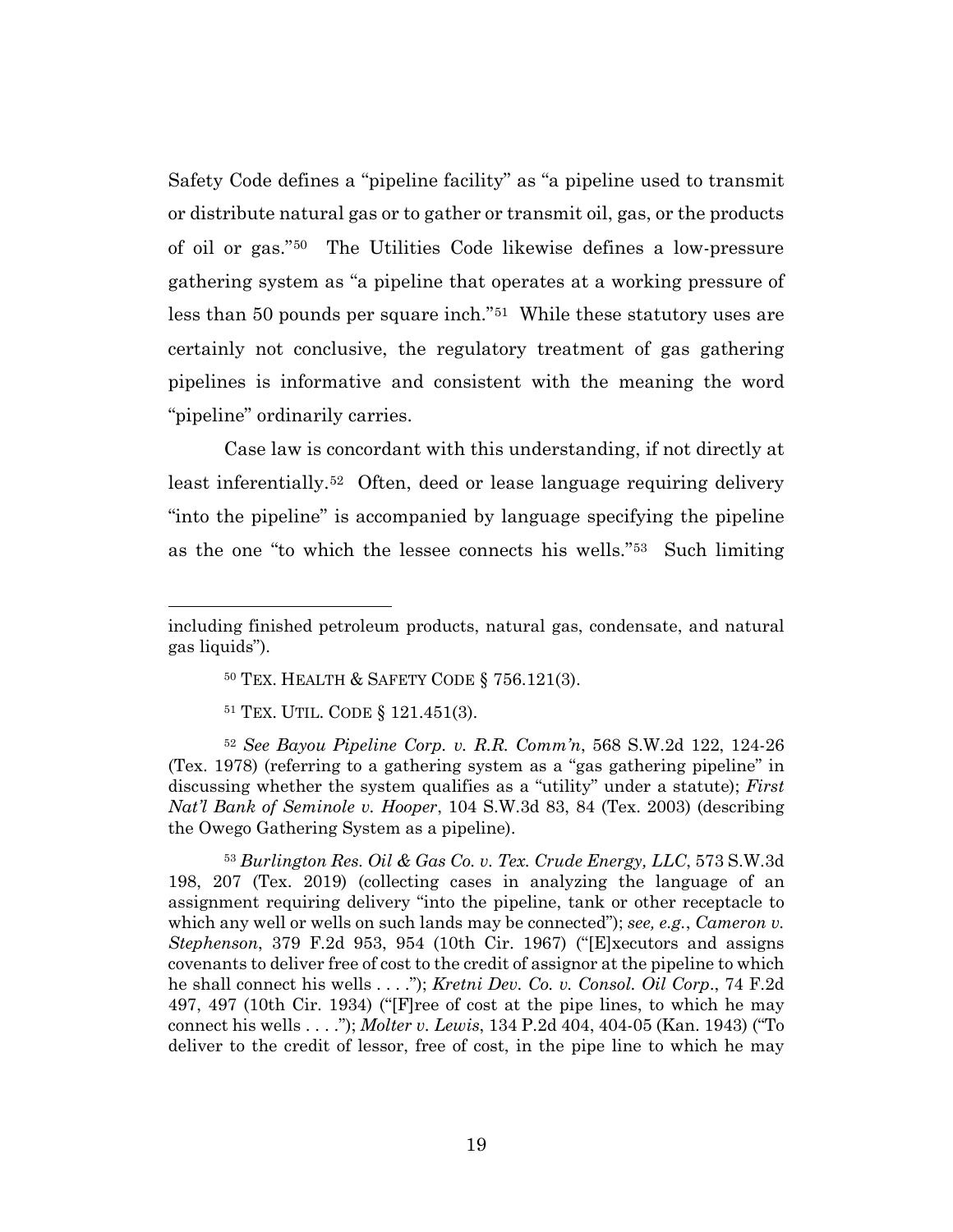Safety Code defines a "pipeline facility" as "a pipeline used to transmit or distribute natural gas or to gather or transmit oil, gas, or the products of oil or gas."[50] The Utilities Code likewise defines a low-pressure gathering system as "a pipeline that operates at a working pressure of less than 50 pounds per square inch."[51] While these statutory uses are certainly not conclusive, the regulatory treatment of gas gathering pipelines is informative and consistent with the meaning the word "pipeline" ordinarily carries.

Case law is concordant with this understanding, if not directly at least inferentially.[52] Often, deed or lease language requiring delivery "into the pipeline" is accompanied by language specifying the pipeline as the one "to which the lessee connects his wells."[53] Such limiting

---

including finished petroleum products, natural gas, condensate, and natural gas liquids").

[50] TEX. HEALTH & SAFETY CODE § 756.121(3).

[51] TEX. UTIL. CODE § 121.451(3).

[52] *See Bayou Pipeline Corp. v. R.R. Comm'n*, 568 S.W.2d 122, 124-26 (Tex. 1978) (referring to a gathering system as a "gas gathering pipeline" in discussing whether the system qualifies as a "utility" under a statute); *First Nat'l Bank of Seminole v. Hooper*, 104 S.W.3d 83, 84 (Tex. 2003) (describing the Owego Gathering System as a pipeline).

[53] *Burlington Res. Oil & Gas Co. v. Tex. Crude Energy, LLC*, 573 S.W.3d 198, 207 (Tex. 2019) (collecting cases in analyzing the language of an assignment requiring delivery "into the pipeline, tank or other receptacle to which any well or wells on such lands may be connected"); *see, e.g.*, *Cameron v. Stephenson*, 379 F.2d 953, 954 (10th Cir. 1967) ("[E]xecutors and assigns covenants to deliver free of cost to the credit of assignor at the pipeline to which he shall connect his wells . . . ."); *Kretni Dev. Co. v. Consol. Oil Corp*., 74 F.2d 497, 497 (10th Cir. 1934) ("[F]ree of cost at the pipe lines, to which he may connect his wells . . . ."); *Molter v. Lewis*, 134 P.2d 404, 404-05 (Kan. 1943) ("To deliver to the credit of lessor, free of cost, in the pipe line to which he may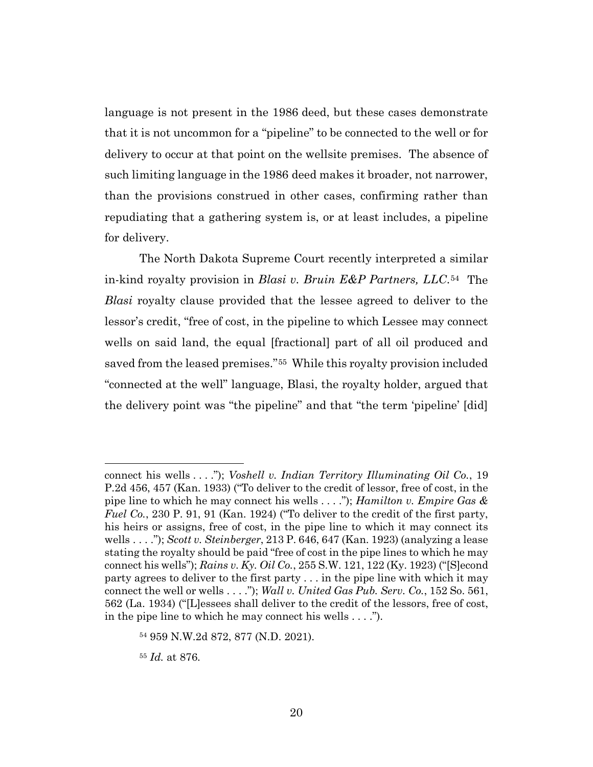language is not present in the 1986 deed, but these cases demonstrate that it is not uncommon for a "pipeline" to be connected to the well or for delivery to occur at that point on the wellsite premises. The absence of such limiting language in the 1986 deed makes it broader, not narrower, than the provisions construed in other cases, confirming rather than repudiating that a gathering system is, or at least includes, a pipeline for delivery.

The North Dakota Supreme Court recently interpreted a similar in-kind royalty provision in *Blasi v. Bruin E&P Partners, LLC*.[54] The *Blasi* royalty clause provided that the lessee agreed to deliver to the lessor's credit, "free of cost, in the pipeline to which Lessee may connect wells on said land, the equal [fractional] part of all oil produced and saved from the leased premises."[55] While this royalty provision included "connected at the well" language, Blasi, the royalty holder, argued that the delivery point was "the pipeline" and that "the term 'pipeline' [did]

---

connect his wells . . . ."); *Voshell v. Indian Territory Illuminating Oil Co.*, 19 P.2d 456, 457 (Kan. 1933) ("To deliver to the credit of lessor, free of cost, in the pipe line to which he may connect his wells . . . ."); *Hamilton v. Empire Gas & Fuel Co.*, 230 P. 91, 91 (Kan. 1924) ("To deliver to the credit of the first party, his heirs or assigns, free of cost, in the pipe line to which it may connect its wells . . . ."); *Scott v. Steinberger*, 213 P. 646, 647 (Kan. 1923) (analyzing a lease stating the royalty should be paid "free of cost in the pipe lines to which he may connect his wells"); *Rains v. Ky. Oil Co.*, 255 S.W. 121, 122 (Ky. 1923) ("[S]econd party agrees to deliver to the first party . . . in the pipe line with which it may connect the well or wells . . . ."); *Wall v. United Gas Pub. Serv. Co.*, 152 So. 561, 562 (La. 1934) ("[L]essees shall deliver to the credit of the lessors, free of cost, in the pipe line to which he may connect his wells . . . .").

[54] 959 N.W.2d 872, 877 (N.D. 2021).

[55] *Id.* at 876.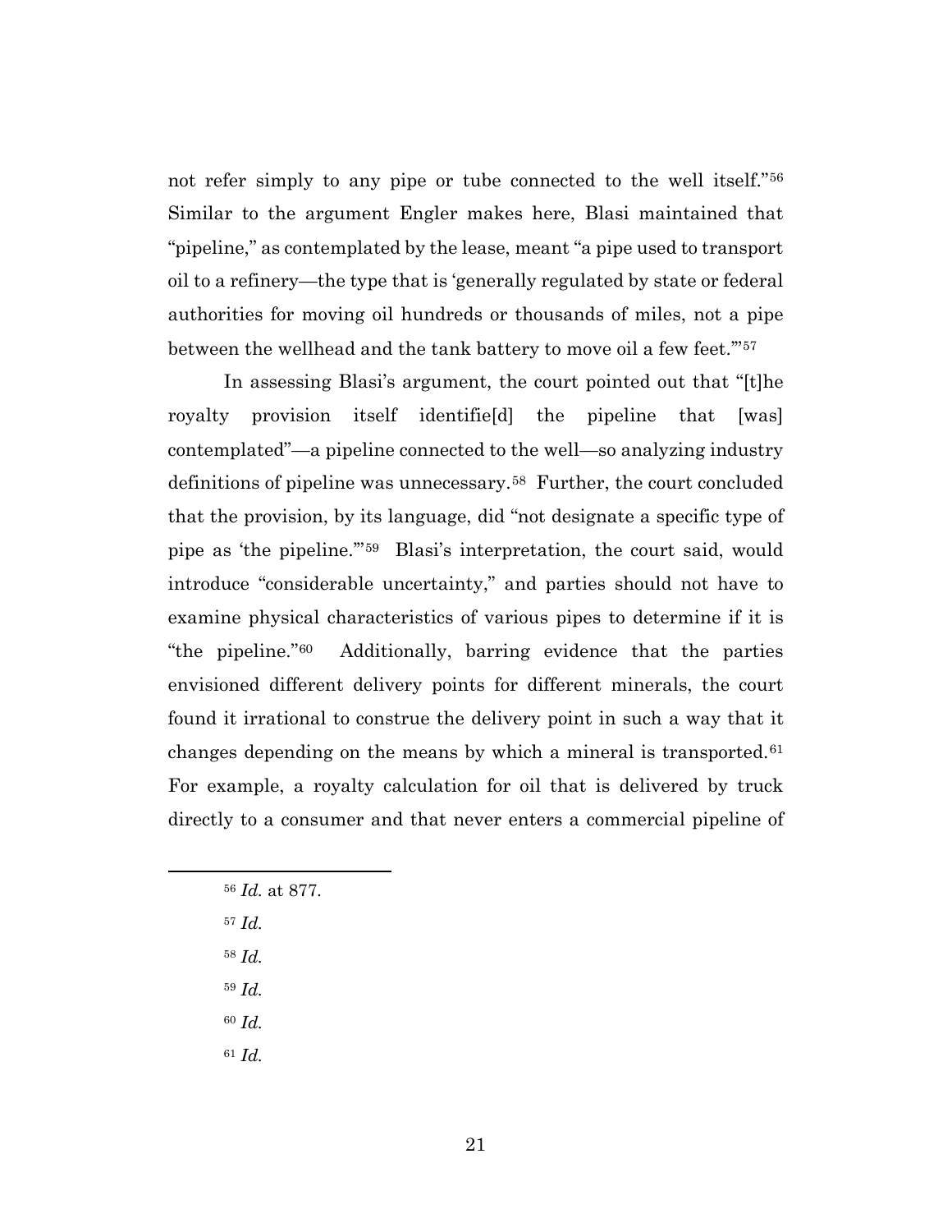not refer simply to any pipe or tube connected to the well itself."[56] Similar to the argument Engler makes here, Blasi maintained that "pipeline," as contemplated by the lease, meant "a pipe used to transport oil to a refinery—the type that is 'generally regulated by state or federal authorities for moving oil hundreds or thousands of miles, not a pipe between the wellhead and the tank battery to move oil a few feet.'"[57]

In assessing Blasi's argument, the court pointed out that "[t]he royalty provision itself identifie[d] the pipeline that [was] contemplated"—a pipeline connected to the well—so analyzing industry definitions of pipeline was unnecessary.[58] Further, the court concluded that the provision, by its language, did "not designate a specific type of pipe as 'the pipeline.'"[59] Blasi's interpretation, the court said, would introduce "considerable uncertainty," and parties should not have to examine physical characteristics of various pipes to determine if it is "the pipeline."[60] Additionally, barring evidence that the parties envisioned different delivery points for different minerals, the court found it irrational to construe the delivery point in such a way that it changes depending on the means by which a mineral is transported.[61] For example, a royalty calculation for oil that is delivered by truck directly to a consumer and that never enters a commercial pipeline of

---

[56] *Id.* at 877.

[57] *Id.*

[58] *Id.*

[59] *Id.*

[60] *Id.*

[61] *Id.*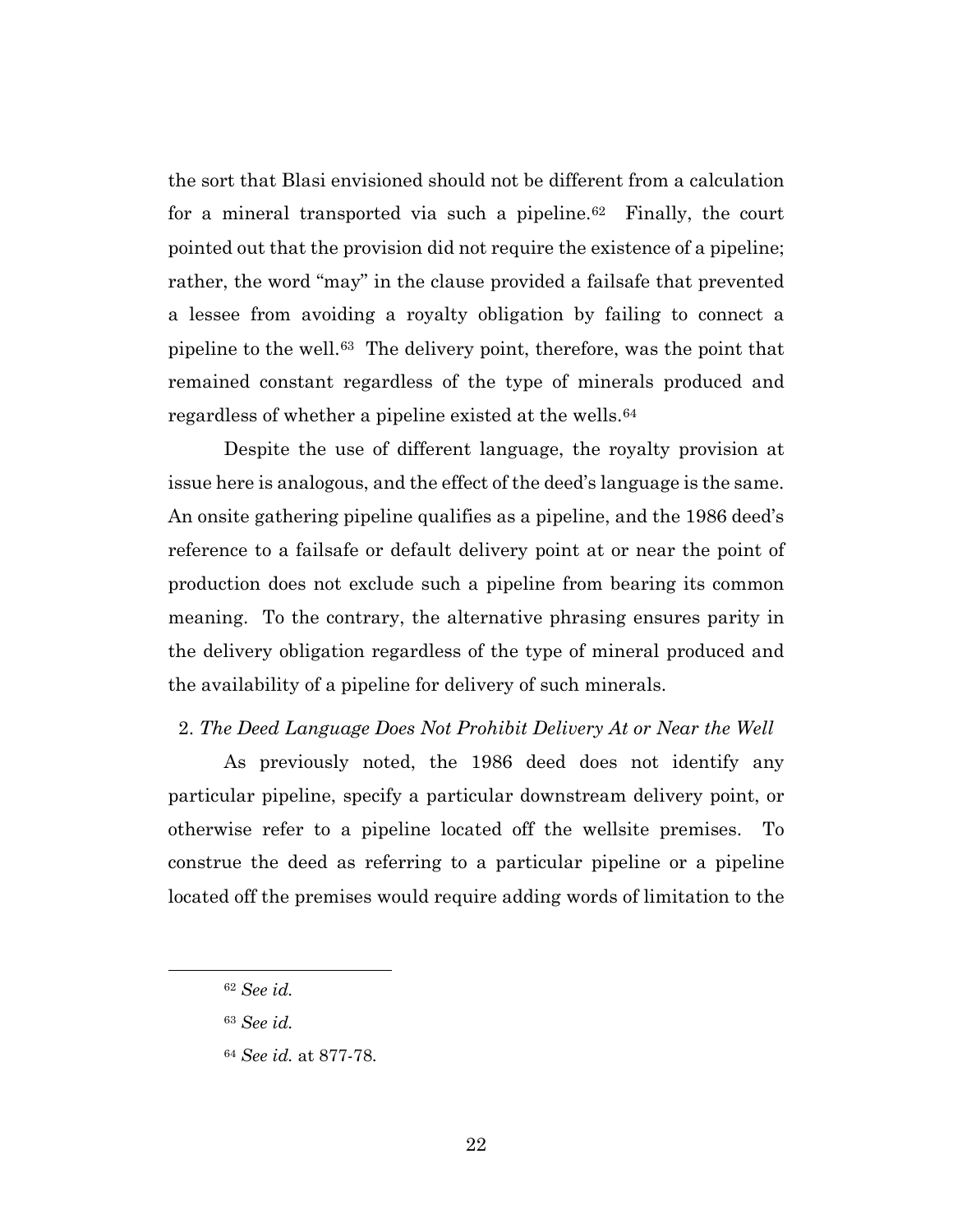the sort that Blasi envisioned should not be different from a calculation for a mineral transported via such a pipeline.[62] Finally, the court pointed out that the provision did not require the existence of a pipeline; rather, the word "may" in the clause provided a failsafe that prevented a lessee from avoiding a royalty obligation by failing to connect a pipeline to the well.[63] The delivery point, therefore, was the point that remained constant regardless of the type of minerals produced and regardless of whether a pipeline existed at the wells.[64]

Despite the use of different language, the royalty provision at issue here is analogous, and the effect of the deed's language is the same. An onsite gathering pipeline qualifies as a pipeline, and the 1986 deed's reference to a failsafe or default delivery point at or near the point of production does not exclude such a pipeline from bearing its common meaning. To the contrary, the alternative phrasing ensures parity in the delivery obligation regardless of the type of mineral produced and the availability of a pipeline for delivery of such minerals.

2. *The Deed Language Does Not Prohibit Delivery At or Near the Well*

As previously noted, the 1986 deed does not identify any particular pipeline, specify a particular downstream delivery point, or otherwise refer to a pipeline located off the wellsite premises. To construe the deed as referring to a particular pipeline or a pipeline located off the premises would require adding words of limitation to the

---

[62] *See id.*

[63] *See id.*

[64] *See id.* at 877-78.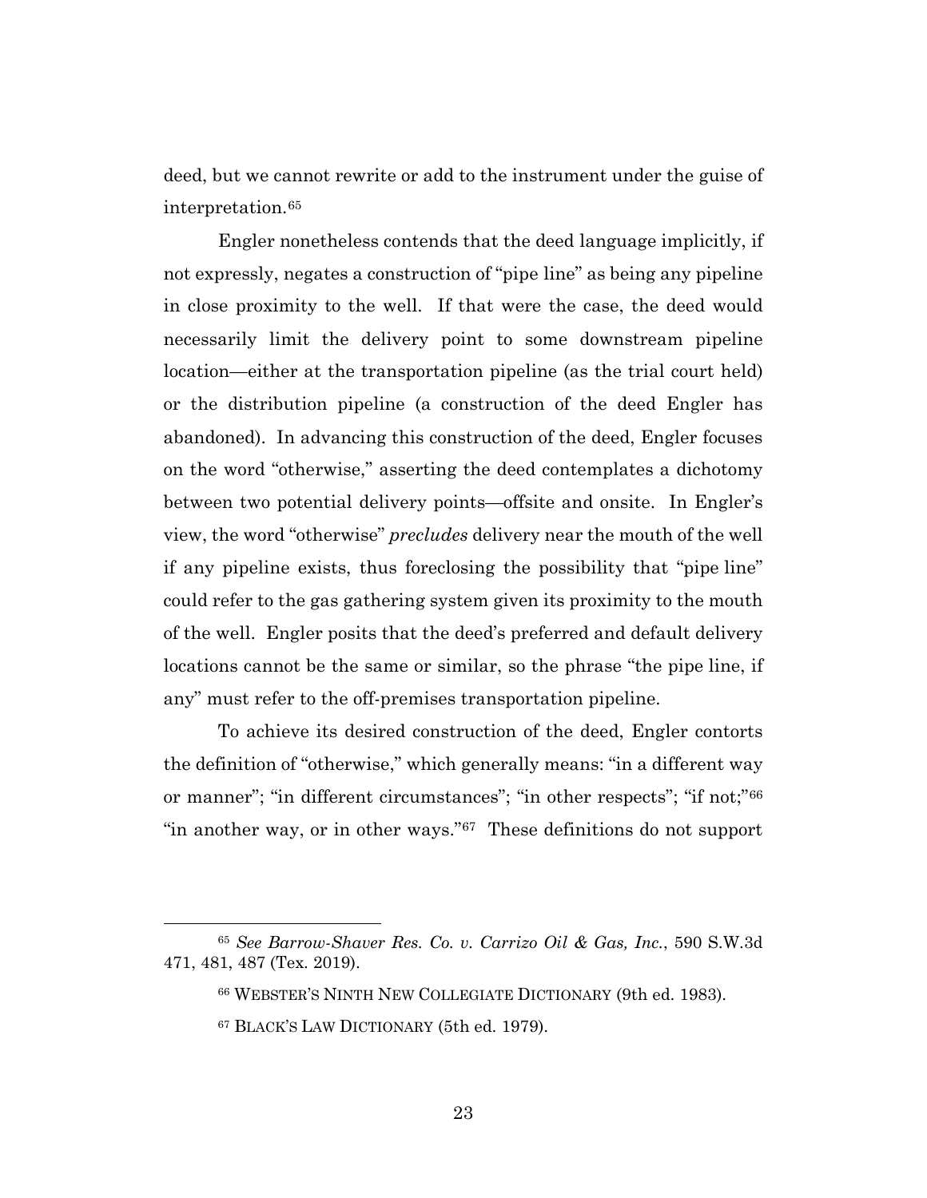deed, but we cannot rewrite or add to the instrument under the guise of interpretation.[65]

Engler nonetheless contends that the deed language implicitly, if not expressly, negates a construction of "pipe line" as being any pipeline in close proximity to the well. If that were the case, the deed would necessarily limit the delivery point to some downstream pipeline location—either at the transportation pipeline (as the trial court held) or the distribution pipeline (a construction of the deed Engler has abandoned). In advancing this construction of the deed, Engler focuses on the word "otherwise," asserting the deed contemplates a dichotomy between two potential delivery points—offsite and onsite. In Engler's view, the word "otherwise" *precludes* delivery near the mouth of the well if any pipeline exists, thus foreclosing the possibility that "pipe line" could refer to the gas gathering system given its proximity to the mouth of the well. Engler posits that the deed's preferred and default delivery locations cannot be the same or similar, so the phrase "the pipe line, if any" must refer to the off-premises transportation pipeline.

To achieve its desired construction of the deed, Engler contorts the definition of "otherwise," which generally means: "in a different way or manner"; "in different circumstances"; "in other respects"; "if not;"[66] "in another way, or in other ways."[67] These definitions do not support

---

[65] *See Barrow-Shaver Res. Co. v. Carrizo Oil & Gas, Inc.*, 590 S.W.3d 471, 481, 487 (Tex. 2019).

[66] WEBSTER'S NINTH NEW COLLEGIATE DICTIONARY (9th ed. 1983).

[67] BLACK'S LAW DICTIONARY (5th ed. 1979).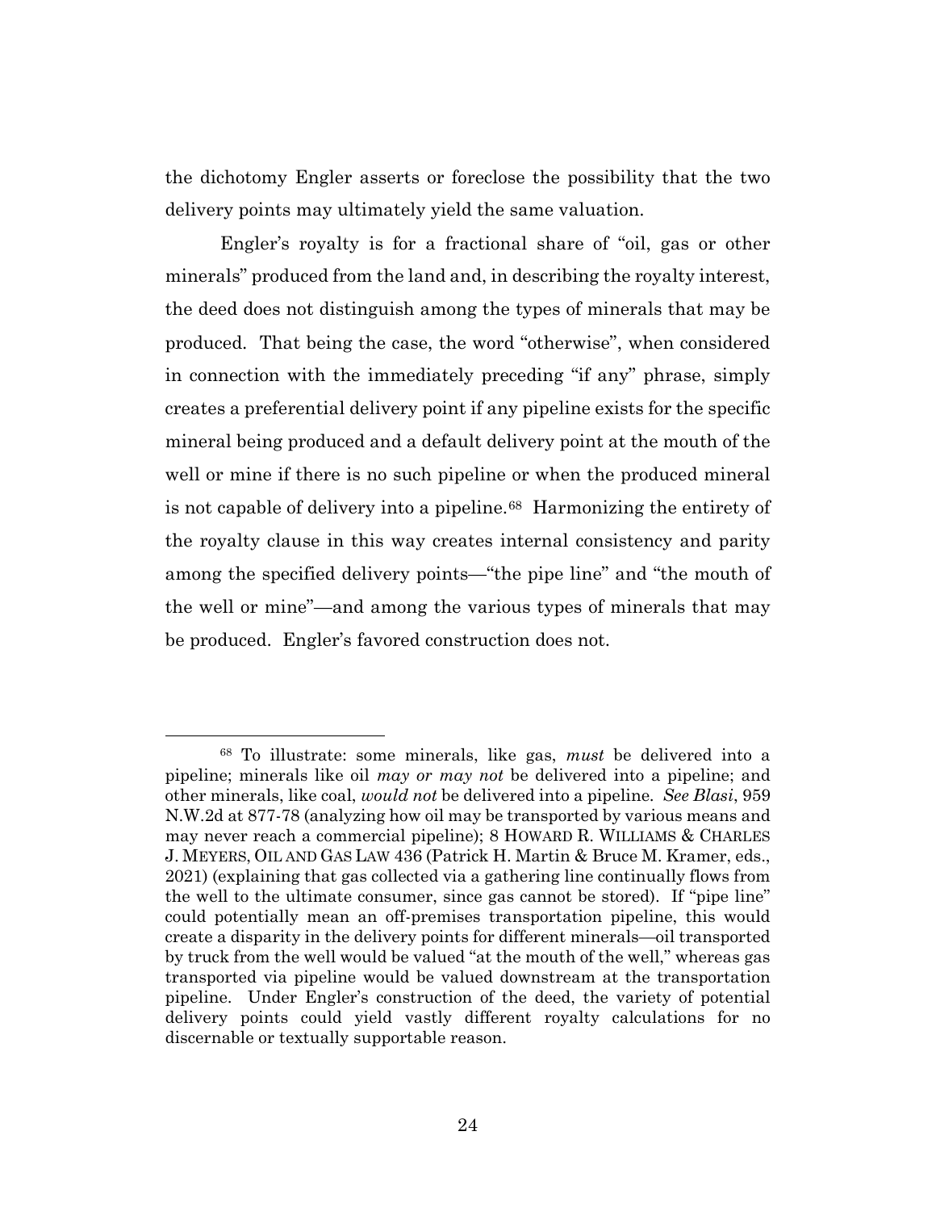the dichotomy Engler asserts or foreclose the possibility that the two delivery points may ultimately yield the same valuation.

Engler's royalty is for a fractional share of "oil, gas or other minerals" produced from the land and, in describing the royalty interest, the deed does not distinguish among the types of minerals that may be produced. That being the case, the word "otherwise", when considered in connection with the immediately preceding "if any" phrase, simply creates a preferential delivery point if any pipeline exists for the specific mineral being produced and a default delivery point at the mouth of the well or mine if there is no such pipeline or when the produced mineral is not capable of delivery into a pipeline.[68] Harmonizing the entirety of the royalty clause in this way creates internal consistency and parity among the specified delivery points—"the pipe line" and "the mouth of the well or mine"—and among the various types of minerals that may be produced. Engler's favored construction does not.

---

[68] To illustrate: some minerals, like gas, *must* be delivered into a pipeline; minerals like oil *may or may not* be delivered into a pipeline; and other minerals, like coal, *would not* be delivered into a pipeline. *See Blasi*, 959 N.W.2d at 877-78 (analyzing how oil may be transported by various means and may never reach a commercial pipeline); 8 HOWARD R. WILLIAMS & CHARLES J. MEYERS, OIL AND GAS LAW 436 (Patrick H. Martin & Bruce M. Kramer, eds., 2021) (explaining that gas collected via a gathering line continually flows from the well to the ultimate consumer, since gas cannot be stored). If "pipe line" could potentially mean an off-premises transportation pipeline, this would create a disparity in the delivery points for different minerals—oil transported by truck from the well would be valued "at the mouth of the well," whereas gas transported via pipeline would be valued downstream at the transportation pipeline. Under Engler's construction of the deed, the variety of potential delivery points could yield vastly different royalty calculations for no discernable or textually supportable reason.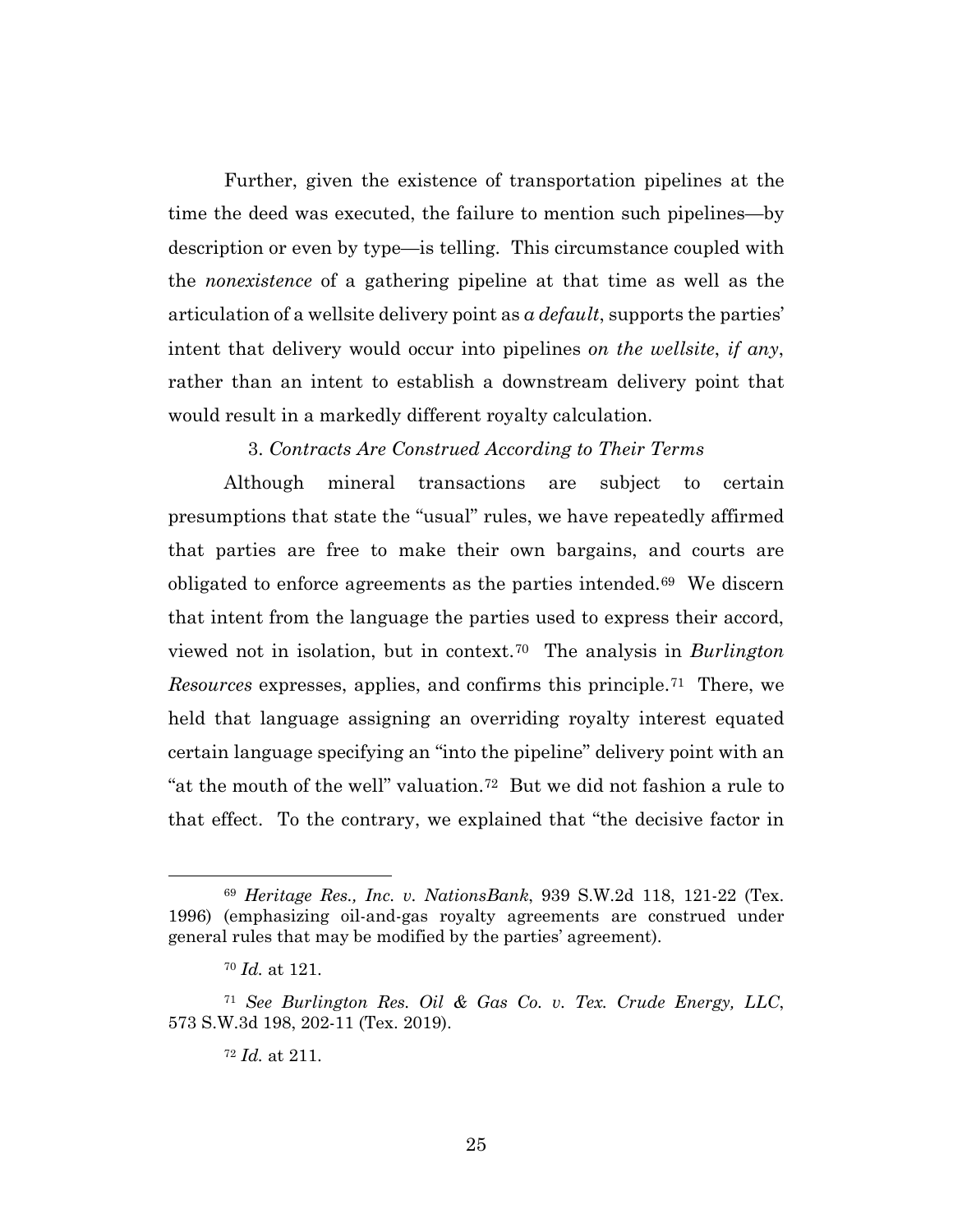Further, given the existence of transportation pipelines at the time the deed was executed, the failure to mention such pipelines—by description or even by type—is telling. This circumstance coupled with the *nonexistence* of a gathering pipeline at that time as well as the articulation of a wellsite delivery point as *a default*, supports the parties' intent that delivery would occur into pipelines *on the wellsite*, *if any*, rather than an intent to establish a downstream delivery point that would result in a markedly different royalty calculation.

3. *Contracts Are Construed According to Their Terms*

Although mineral transactions are subject to certain presumptions that state the "usual" rules, we have repeatedly affirmed that parties are free to make their own bargains, and courts are obligated to enforce agreements as the parties intended.[69] We discern that intent from the language the parties used to express their accord, viewed not in isolation, but in context.[70] The analysis in *Burlington Resources* expresses, applies, and confirms this principle.[71] There, we held that language assigning an overriding royalty interest equated certain language specifying an "into the pipeline" delivery point with an "at the mouth of the well" valuation.[72] But we did not fashion a rule to that effect. To the contrary, we explained that "the decisive factor in

---

[69] *Heritage Res., Inc. v. NationsBank*, 939 S.W.2d 118, 121-22 (Tex. 1996) (emphasizing oil-and-gas royalty agreements are construed under general rules that may be modified by the parties' agreement).

[70] *Id.* at 121.

[71] *See Burlington Res. Oil & Gas Co. v. Tex. Crude Energy, LLC*, 573 S.W.3d 198, 202-11 (Tex. 2019).

[72] *Id.* at 211.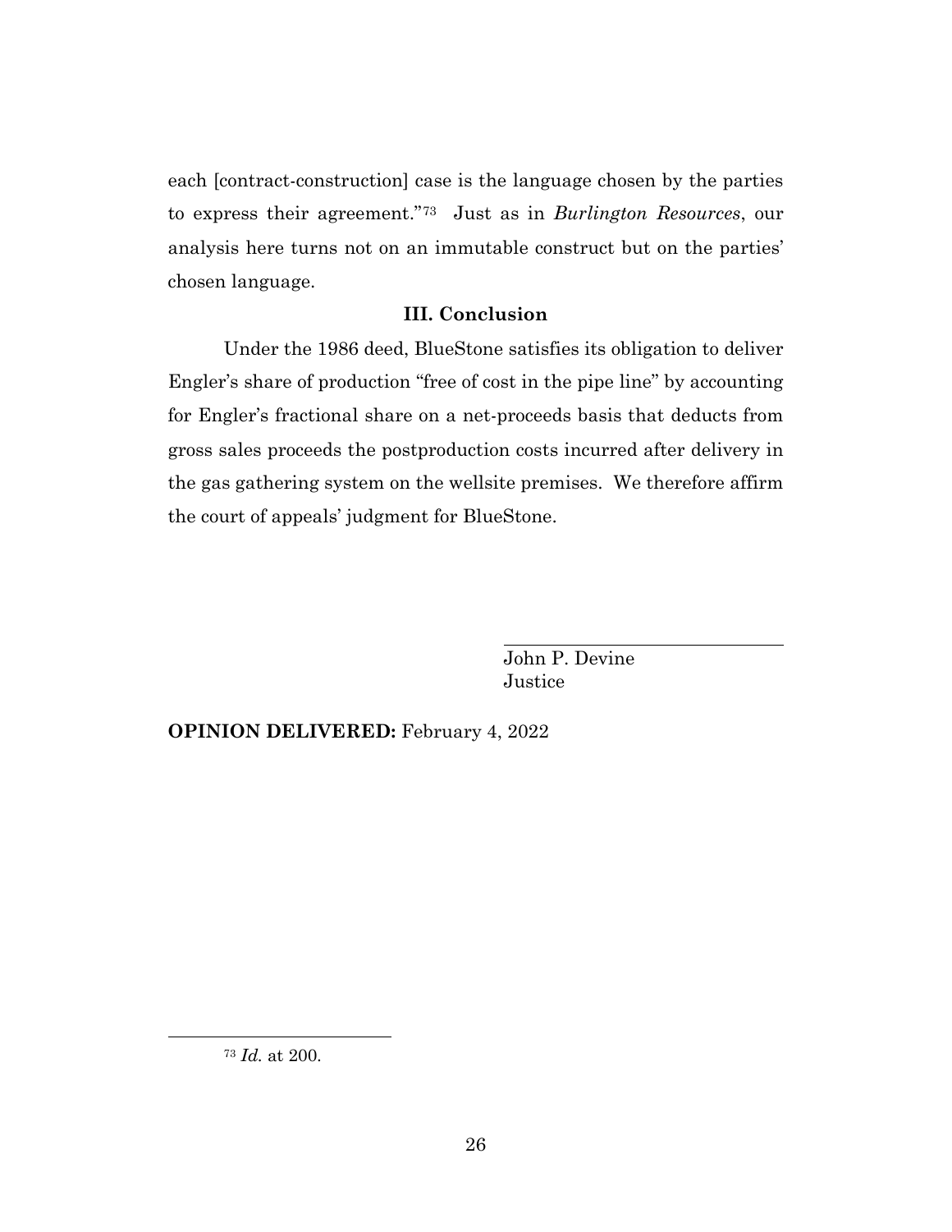each [contract-construction] case is the language chosen by the parties to express their agreement."[73] Just as in *Burlington Resources*, our analysis here turns not on an immutable construct but on the parties' chosen language.

### III. Conclusion

Under the 1986 deed, BlueStone satisfies its obligation to deliver Engler's share of production "free of cost in the pipe line" by accounting for Engler's fractional share on a net-proceeds basis that deducts from gross sales proceeds the postproduction costs incurred after delivery in the gas gathering system on the wellsite premises. We therefore affirm the court of appeals' judgment for BlueStone.

John P. Devine
Justice

**OPINION DELIVERED:** February 4, 2022

---

[73] *Id.* at 200.